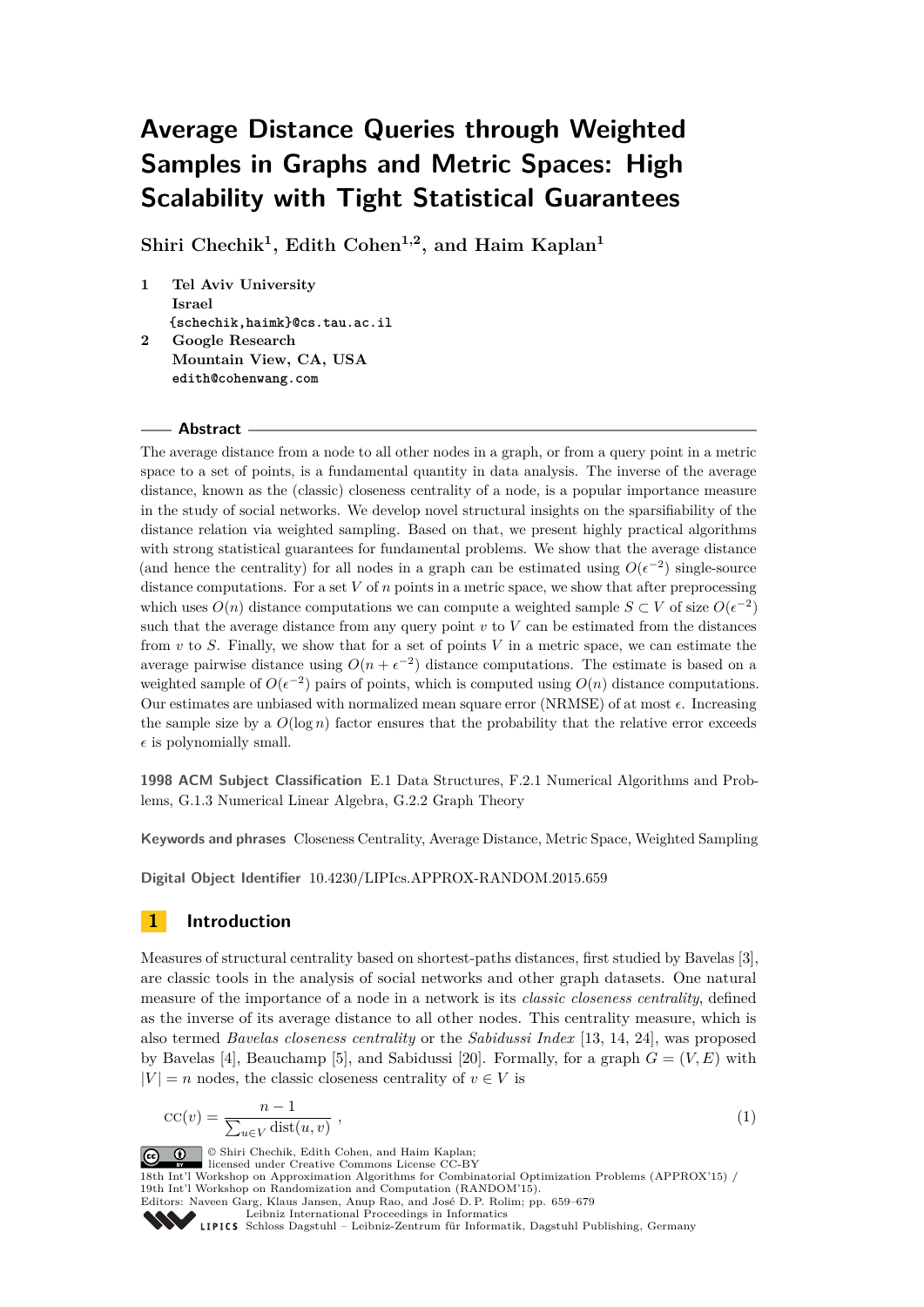# Average Distance Queries through Weighted Samples in Graphs and Metric Spaces: High Scalability with Tight Statistical Guarantees

**Shiri Chechik[1], Edith Cohen[1,2], and Haim Kaplan[1]**

1. **Tel Aviv University**
   **Israel**
   `{schechik,haimk}@cs.tau.ac.il`
2. **Google Research**
   **Mountain View, CA, USA**
   `edith@cohenwang.com`

## Abstract

The average distance from a node to all other nodes in a graph, or from a query point in a metric space to a set of points, is a fundamental quantity in data analysis. The inverse of the average distance, known as the (classic) closeness centrality of a node, is a popular importance measure in the study of social networks. We develop novel structural insights on the sparsifiability of the distance relation via weighted sampling. Based on that, we present highly practical algorithms with strong statistical guarantees for fundamental problems. We show that the average distance (and hence the centrality) for all nodes in a graph can be estimated using $O(\epsilon^{-2})$ single-source distance computations. For a set $V$ of $n$ points in a metric space, we show that after preprocessing which uses $O(n)$ distance computations we can compute a weighted sample $S \subset V$ of size $O(\epsilon^{-2})$ such that the average distance from any query point $v$ to $V$ can be estimated from the distances from $v$ to $S$. Finally, we show that for a set of points $V$ in a metric space, we can estimate the average pairwise distance using $O(n + \epsilon^{-2})$ distance computations. The estimate is based on a weighted sample of $O(\epsilon^{-2})$ pairs of points, which is computed using $O(n)$ distance computations. Our estimates are unbiased with normalized mean square error (NRMSE) of at most $\epsilon$. Increasing the sample size by a $O(\log n)$ factor ensures that the probability that the relative error exceeds $\epsilon$ is polynomially small.

**1998 ACM Subject Classification** E.1 Data Structures, F.2.1 Numerical Algorithms and Problems, G.1.3 Numerical Linear Algebra, G.2.2 Graph Theory

**Keywords and phrases** Closeness Centrality, Average Distance, Metric Space, Weighted Sampling

**Digital Object Identifier** 10.4230/LIPIcs.APPROX-RANDOM.2015.659

## 1 Introduction

Measures of structural centrality based on shortest-paths distances, first studied by Bavelas [3], are classic tools in the analysis of social networks and other graph datasets. One natural measure of the importance of a node in a network is its *classic closeness centrality*, defined as the inverse of its average distance to all other nodes. This centrality measure, which is also termed *Bavelas closeness centrality* or the *Sabidussi Index* [13, 14, 24], was proposed by Bavelas [4], Beauchamp [5], and Sabidussi [20]. Formally, for a graph $G = (V, E)$ with $|V| = n$ nodes, the classic closeness centrality of $v \in V$ is

$$\text{CC}(v) = \frac{n-1}{\sum_{u \in V} \text{dist}(u, v)} , \tag{1}$$

© Shiri Chechik, Edith Cohen, and Haim Kaplan;
licensed under Creative Commons License CC-BY
18th Int'l Workshop on Approximation Algorithms for Combinatorial Optimization Problems (APPROX'15) / 19th Int'l Workshop on Randomization and Computation (RANDOM'15).
Editors: Naveen Garg, Klaus Jansen, Anup Rao, and José D. P. Rolim; pp. 659–679
Leibniz International Proceedings in Informatics
Schloss Dagstuhl – Leibniz-Zentrum für Informatik, Dagstuhl Publishing, Germany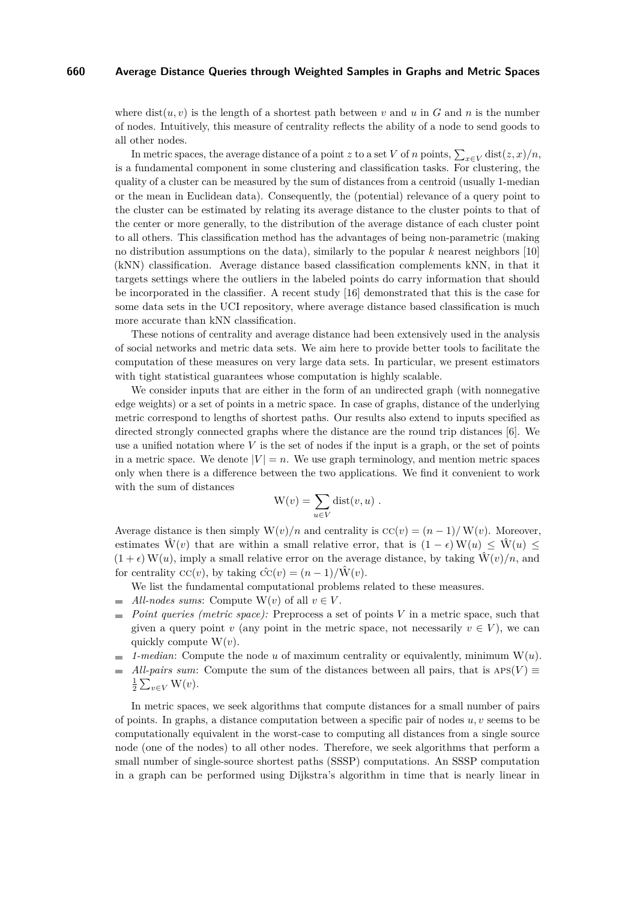where $\text{dist}(u, v)$ is the length of a shortest path between $v$ and $u$ in $G$ and $n$ is the number of nodes. Intuitively, this measure of centrality reflects the ability of a node to send goods to all other nodes.

In metric spaces, the average distance of a point $z$ to a set $V$ of $n$ points, $\sum_{x \in V} \text{dist}(z, x)/n$, is a fundamental component in some clustering and classification tasks. For clustering, the quality of a cluster can be measured by the sum of distances from a centroid (usually 1-median or the mean in Euclidean data). Consequently, the (potential) relevance of a query point to the cluster can be estimated by relating its average distance to the cluster points to that of the center or more generally, to the distribution of the average distance of each cluster point to all others. This classification method has the advantages of being non-parametric (making no distribution assumptions on the data), similarly to the popular $k$ nearest neighbors [10] (kNN) classification. Average distance based classification complements kNN, in that it targets settings where the outliers in the labeled points do carry information that should be incorporated in the classifier. A recent study [16] demonstrated that this is the case for some data sets in the UCI repository, where average distance based classification is much more accurate than kNN classification.

These notions of centrality and average distance had been extensively used in the analysis of social networks and metric data sets. We aim here to provide better tools to facilitate the computation of these measures on very large data sets. In particular, we present estimators with tight statistical guarantees whose computation is highly scalable.

We consider inputs that are either in the form of an undirected graph (with nonnegative edge weights) or a set of points in a metric space. In case of graphs, distance of the underlying metric correspond to lengths of shortest paths. Our results also extend to inputs specified as directed strongly connected graphs where the distance are the round trip distances [6]. We use a unified notation where $V$ is the set of nodes if the input is a graph, or the set of points in a metric space. We denote $|V| = n$. We use graph terminology, and mention metric spaces only when there is a difference between the two applications. We find it convenient to work with the sum of distances

$$\text{W}(v) = \sum_{u \in V} \text{dist}(v, u) \ .$$

Average distance is then simply $\text{W}(v)/n$ and centrality is $\text{CC}(v) = (n-1)/\text{W}(v)$. Moreover, estimates $\hat{\text{W}}(v)$ that are within a small relative error, that is $(1-\epsilon)\,\text{W}(u) \le \hat{\text{W}}(u) \le (1+\epsilon)\,\text{W}(u)$, imply a small relative error on the average distance, by taking $\hat{\text{W}}(v)/n$, and for centrality $\text{CC}(v)$, by taking $\hat{\text{CC}}(v) = (n-1)/\hat{\text{W}}(v)$.

We list the fundamental computational problems related to these measures.

- *All-nodes sums*: Compute $\text{W}(v)$ of all $v \in V$.
- *Point queries (metric space):* Preprocess a set of points $V$ in a metric space, such that given a query point $v$ (any point in the metric space, not necessarily $v \in V$), we can quickly compute $\text{W}(v)$.
- *1-median*: Compute the node $u$ of maximum centrality or equivalently, minimum $\text{W}(u)$.
- *All-pairs sum*: Compute the sum of the distances between all pairs, that is $\text{APS}(V) \equiv \frac{1}{2}\sum_{v \in V} \text{W}(v)$.

In metric spaces, we seek algorithms that compute distances for a small number of pairs of points. In graphs, a distance computation between a specific pair of nodes $u, v$ seems to be computationally equivalent in the worst-case to computing all distances from a single source node (one of the nodes) to all other nodes. Therefore, we seek algorithms that perform a small number of single-source shortest paths (SSSP) computations. An SSSP computation in a graph can be performed using Dijkstra's algorithm in time that is nearly linear in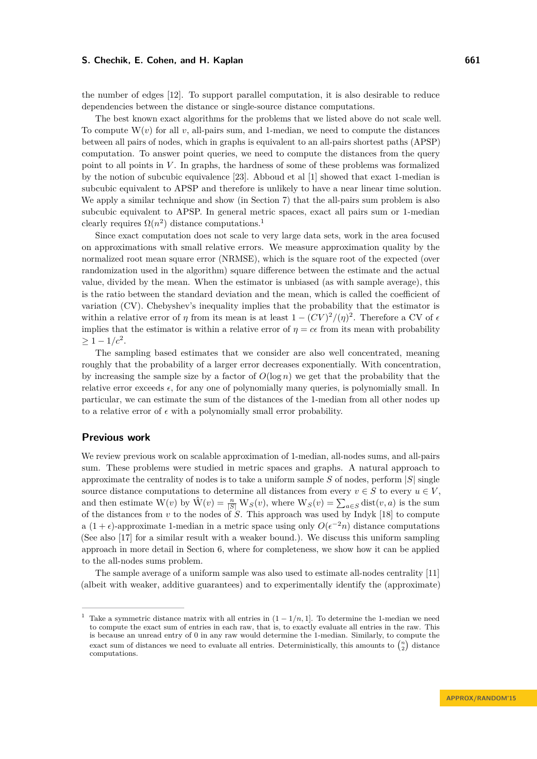the number of edges [12]. To support parallel computation, it is also desirable to reduce dependencies between the distance or single-source distance computations.

The best known exact algorithms for the problems that we listed above do not scale well. To compute $\mathrm{W}(v)$ for all $v$, all-pairs sum, and 1-median, we need to compute the distances between all pairs of nodes, which in graphs is equivalent to an all-pairs shortest paths (APSP) computation. To answer point queries, we need to compute the distances from the query point to all points in $V$. In graphs, the hardness of some of these problems was formalized by the notion of subcubic equivalence [23]. Abboud et al [1] showed that exact 1-median is subcubic equivalent to APSP and therefore is unlikely to have a near linear time solution. We apply a similar technique and show (in Section 7) that the all-pairs sum problem is also subcubic equivalent to APSP. In general metric spaces, exact all pairs sum or 1-median clearly requires $\Omega(n^2)$ distance computations.[1]

Since exact computation does not scale to very large data sets, work in the area focused on approximations with small relative errors. We measure approximation quality by the normalized root mean square error (NRMSE), which is the square root of the expected (over randomization used in the algorithm) square difference between the estimate and the actual value, divided by the mean. When the estimator is unbiased (as with sample average), this is the ratio between the standard deviation and the mean, which is called the coefficient of variation (CV). Chebyshev's inequality implies that the probability that the estimator is within a relative error of $\eta$ from its mean is at least $1 - (CV)^2/(\eta)^2$. Therefore a CV of $\epsilon$ implies that the estimator is within a relative error of $\eta = c\epsilon$ from its mean with probability $\geq 1 - 1/c^2$.

The sampling based estimates that we consider are also well concentrated, meaning roughly that the probability of a larger error decreases exponentially. With concentration, by increasing the sample size by a factor of $O(\log n)$ we get that the probability that the relative error exceeds $\epsilon$, for any one of polynomially many queries, is polynomially small. In particular, we can estimate the sum of the distances of the 1-median from all other nodes up to a relative error of $\epsilon$ with a polynomially small error probability.

## Previous work

We review previous work on scalable approximation of 1-median, all-nodes sums, and all-pairs sum. These problems were studied in metric spaces and graphs. A natural approach to approximate the centrality of nodes is to take a uniform sample $S$ of nodes, perform $|S|$ single source distance computations to determine all distances from every $v \in S$ to every $u \in V$, and then estimate $\mathrm{W}(v)$ by $\hat{\mathrm{W}}(v) = \frac{n}{|S|}\mathrm{W}_S(v)$, where $\mathrm{W}_S(v) = \sum_{a \in S} \mathrm{dist}(v, a)$ is the sum of the distances from $v$ to the nodes of $S$. This approach was used by Indyk [18] to compute a $(1+\epsilon)$-approximate 1-median in a metric space using only $O(\epsilon^{-2}n)$ distance computations (See also [17] for a similar result with a weaker bound.). We discuss this uniform sampling approach in more detail in Section 6, where for completeness, we show how it can be applied to the all-nodes sums problem.

The sample average of a uniform sample was also used to estimate all-nodes centrality [11] (albeit with weaker, additive guarantees) and to experimentally identify the (approximate)

---

[1] Take a symmetric distance matrix with all entries in $(1 - 1/n, 1]$. To determine the 1-median we need to compute the exact sum of entries in each raw, that is, to exactly evaluate all entries in the raw. This is because an unread entry of 0 in any raw would determine the 1-median. Similarly, to compute the exact sum of distances we need to evaluate all entries. Deterministically, this amounts to $\binom{n}{2}$ distance computations.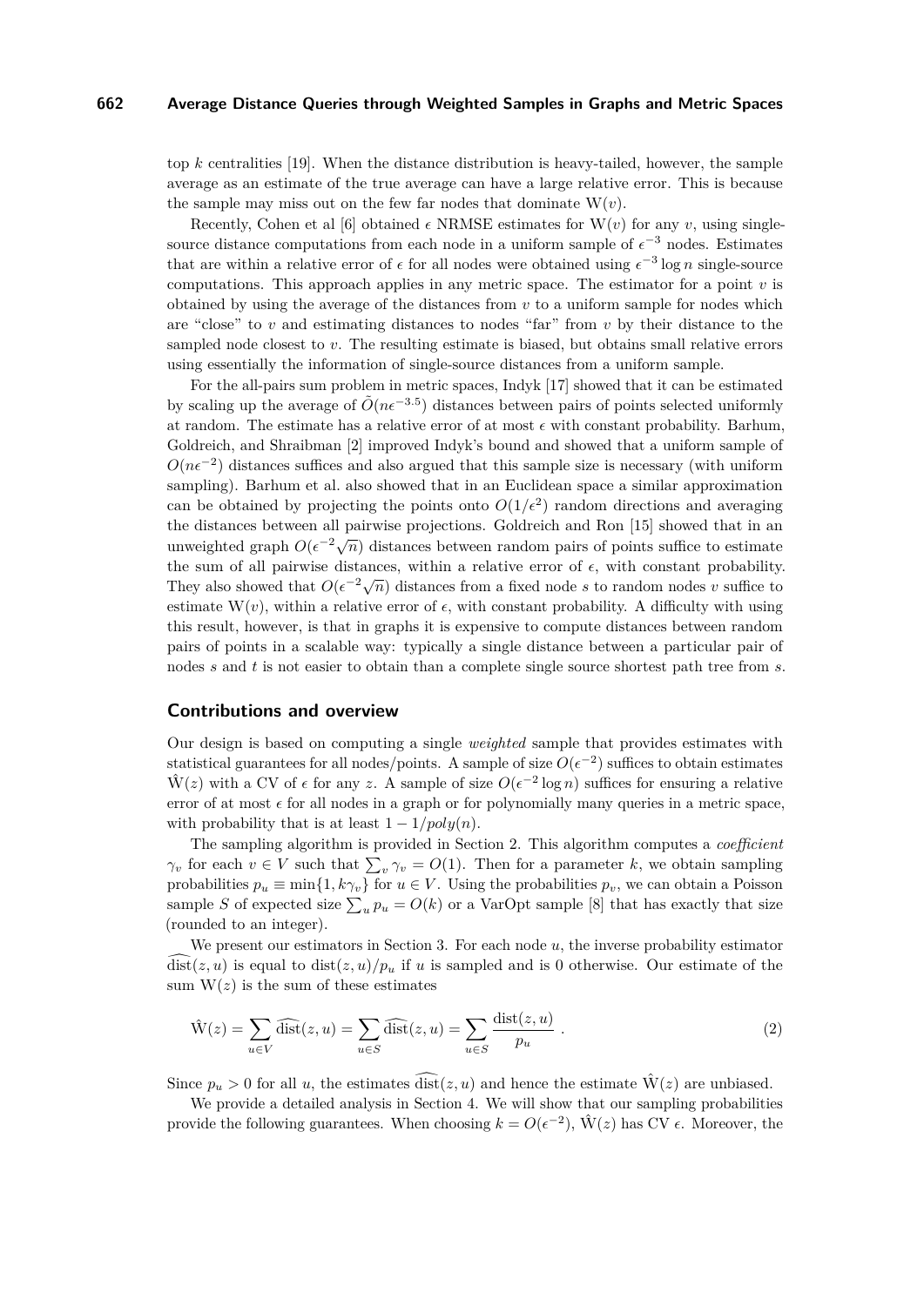top $k$ centralities [19]. When the distance distribution is heavy-tailed, however, the sample average as an estimate of the true average can have a large relative error. This is because the sample may miss out on the few far nodes that dominate $\mathrm{W}(v)$.

Recently, Cohen et al [6] obtained $\epsilon$ NRMSE estimates for $\mathrm{W}(v)$ for any $v$, using single-source distance computations from each node in a uniform sample of $\epsilon^{-3}$ nodes. Estimates that are within a relative error of $\epsilon$ for all nodes were obtained using $\epsilon^{-3}\log n$ single-source computations. This approach applies in any metric space. The estimator for a point $v$ is obtained by using the average of the distances from $v$ to a uniform sample for nodes which are "close" to $v$ and estimating distances to nodes "far" from $v$ by their distance to the sampled node closest to $v$. The resulting estimate is biased, but obtains small relative errors using essentially the information of single-source distances from a uniform sample.

For the all-pairs sum problem in metric spaces, Indyk [17] showed that it can be estimated by scaling up the average of $\tilde{O}(n\epsilon^{-3.5})$ distances between pairs of points selected uniformly at random. The estimate has a relative error of at most $\epsilon$ with constant probability. Barhum, Goldreich, and Shraibman [2] improved Indyk's bound and showed that a uniform sample of $O(n\epsilon^{-2})$ distances suffices and also argued that this sample size is necessary (with uniform sampling). Barhum et al. also showed that in an Euclidean space a similar approximation can be obtained by projecting the points onto $O(1/\epsilon^2)$ random directions and averaging the distances between all pairwise projections. Goldreich and Ron [15] showed that in an unweighted graph $O(\epsilon^{-2}\sqrt{n})$ distances between random pairs of points suffice to estimate the sum of all pairwise distances, within a relative error of $\epsilon$, with constant probability. They also showed that $O(\epsilon^{-2}\sqrt{n})$ distances from a fixed node $s$ to random nodes $v$ suffice to estimate $\mathrm{W}(v)$, within a relative error of $\epsilon$, with constant probability. A difficulty with using this result, however, is that in graphs it is expensive to compute distances between random pairs of points in a scalable way: typically a single distance between a particular pair of nodes $s$ and $t$ is not easier to obtain than a complete single source shortest path tree from $s$.

## Contributions and overview

Our design is based on computing a single *weighted* sample that provides estimates with statistical guarantees for all nodes/points. A sample of size $O(\epsilon^{-2})$ suffices to obtain estimates $\hat{\mathrm{W}}(z)$ with a CV of $\epsilon$ for any $z$. A sample of size $O(\epsilon^{-2}\log n)$ suffices for ensuring a relative error of at most $\epsilon$ for all nodes in a graph or for polynomially many queries in a metric space, with probability that is at least $1 - 1/poly(n)$.

The sampling algorithm is provided in Section 2. This algorithm computes a *coefficient* $\gamma_v$ for each $v \in V$ such that $\sum_v \gamma_v = O(1)$. Then for a parameter $k$, we obtain sampling probabilities $p_u \equiv \min\{1, k\gamma_v\}$ for $u \in V$. Using the probabilities $p_v$, we can obtain a Poisson sample $S$ of expected size $\sum_u p_u = O(k)$ or a VarOpt sample [8] that has exactly that size (rounded to an integer).

We present our estimators in Section 3. For each node $u$, the inverse probability estimator $\widehat{\mathrm{dist}}(z,u)$ is equal to $\mathrm{dist}(z,u)/p_u$ if $u$ is sampled and is 0 otherwise. Our estimate of the sum $\mathrm{W}(z)$ is the sum of these estimates

$$\hat{\mathrm{W}}(z) = \sum_{u \in V} \widehat{\mathrm{dist}}(z,u) = \sum_{u \in S} \widehat{\mathrm{dist}}(z,u) = \sum_{u \in S} \frac{\mathrm{dist}(z,u)}{p_u} \ . \tag{2}$$

Since $p_u > 0$ for all $u$, the estimates $\widehat{\mathrm{dist}}(z,u)$ and hence the estimate $\hat{\mathrm{W}}(z)$ are unbiased.

We provide a detailed analysis in Section 4. We will show that our sampling probabilities provide the following guarantees. When choosing $k = O(\epsilon^{-2})$, $\hat{\mathrm{W}}(z)$ has CV $\epsilon$. Moreover, the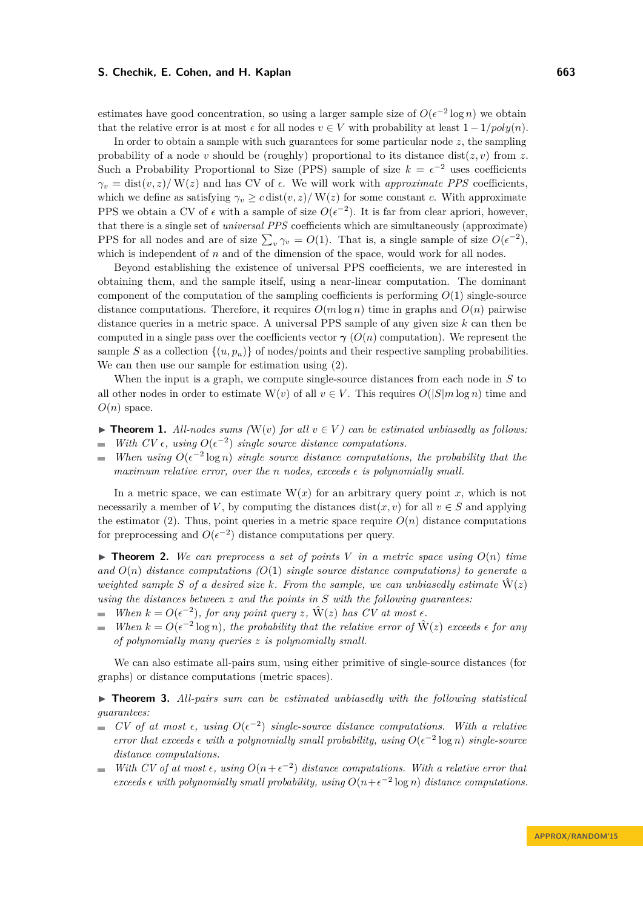estimates have good concentration, so using a larger sample size of $O(\epsilon^{-2}\log n)$ we obtain that the relative error is at most $\epsilon$ for all nodes $v \in V$ with probability at least $1 - 1/poly(n)$.

In order to obtain a sample with such guarantees for some particular node $z$, the sampling probability of a node $v$ should be (roughly) proportional to its distance $\operatorname{dist}(z, v)$ from $z$. Such a Probability Proportional to Size (PPS) sample of size $k = \epsilon^{-2}$ uses coefficients $\gamma_v = \operatorname{dist}(v, z)/\operatorname{W}(z)$ and has CV of $\epsilon$. We will work with *approximate PPS* coefficients, which we define as satisfying $\gamma_v \geq c \operatorname{dist}(v, z)/\operatorname{W}(z)$ for some constant $c$. With approximate PPS we obtain a CV of $\epsilon$ with a sample of size $O(\epsilon^{-2})$. It is far from clear apriori, however, that there is a single set of *universal PPS* coefficients which are simultaneously (approximate) PPS for all nodes and are of size $\sum_v \gamma_v = O(1)$. That is, a single sample of size $O(\epsilon^{-2})$, which is independent of $n$ and of the dimension of the space, would work for all nodes.

Beyond establishing the existence of universal PPS coefficients, we are interested in obtaining them, and the sample itself, using a near-linear computation. The dominant component of the computation of the sampling coefficients is performing $O(1)$ single-source distance computations. Therefore, it requires $O(m \log n)$ time in graphs and $O(n)$ pairwise distance queries in a metric space. A universal PPS sample of any given size $k$ can then be computed in a single pass over the coefficients vector $\boldsymbol{\gamma}$ ($O(n)$ computation). We represent the sample $S$ as a collection $\{(u, p_u)\}$ of nodes/points and their respective sampling probabilities. We can then use our sample for estimation using (2).

When the input is a graph, we compute single-source distances from each node in $S$ to all other nodes in order to estimate $\operatorname{W}(v)$ of all $v \in V$. This requires $O(|S| m \log n)$ time and $O(n)$ space.

▶ **Theorem 1.** *All-nodes sums ($\operatorname{W}(v)$ for all $v \in V$) can be estimated unbiasedly as follows:*

- *With CV $\epsilon$, using $O(\epsilon^{-2})$ single source distance computations.*
- *When using $O(\epsilon^{-2}\log n)$ single source distance computations, the probability that the maximum relative error, over the $n$ nodes, exceeds $\epsilon$ is polynomially small.*

In a metric space, we can estimate $\operatorname{W}(x)$ for an arbitrary query point $x$, which is not necessarily a member of $V$, by computing the distances $\operatorname{dist}(x, v)$ for all $v \in S$ and applying the estimator (2). Thus, point queries in a metric space require $O(n)$ distance computations for preprocessing and $O(\epsilon^{-2})$ distance computations per query.

▶ **Theorem 2.** *We can preprocess a set of points $V$ in a metric space using $O(n)$ time and $O(n)$ distance computations ($O(1)$ single source distance computations) to generate a weighted sample $S$ of a desired size $k$. From the sample, we can unbiasedly estimate $\hat{\operatorname{W}}(z)$ using the distances between $z$ and the points in $S$ with the following guarantees:*

- *When $k = O(\epsilon^{-2})$, for any point query $z$, $\hat{\operatorname{W}}(z)$ has CV at most $\epsilon$.*
- *When $k = O(\epsilon^{-2}\log n)$, the probability that the relative error of $\hat{\operatorname{W}}(z)$ exceeds $\epsilon$ for any of polynomially many queries $z$ is polynomially small.*

We can also estimate all-pairs sum, using either primitive of single-source distances (for graphs) or distance computations (metric spaces).

▶ **Theorem 3.** *All-pairs sum can be estimated unbiasedly with the following statistical guarantees:*

- *CV of at most $\epsilon$, using $O(\epsilon^{-2})$ single-source distance computations. With a relative error that exceeds $\epsilon$ with a polynomially small probability, using $O(\epsilon^{-2}\log n)$ single-source distance computations.*
- *With CV of at most $\epsilon$, using $O(n + \epsilon^{-2})$ distance computations. With a relative error that exceeds $\epsilon$ with polynomially small probability, using $O(n + \epsilon^{-2}\log n)$ distance computations.*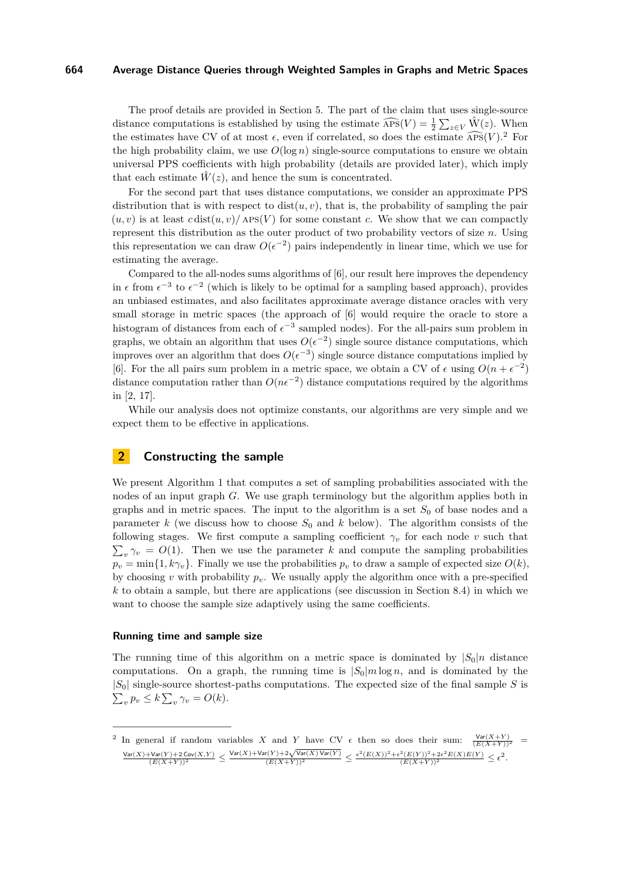The proof details are provided in Section 5. The part of the claim that uses single-source distance computations is established by using the estimate $\widehat{\text{APS}}(V) = \frac{1}{2}\sum_{z\in V} \hat{\text{W}}(z)$. When the estimates have CV of at most $\epsilon$, even if correlated, so does the estimate $\widehat{\text{APS}}(V)$.[2] For the high probability claim, we use $O(\log n)$ single-source computations to ensure we obtain universal PPS coefficients with high probability (details are provided later), which imply that each estimate $\hat{W}(z)$, and hence the sum is concentrated.

For the second part that uses distance computations, we consider an approximate PPS distribution that is with respect to $\text{dist}(u, v)$, that is, the probability of sampling the pair $(u, v)$ is at least $c\,\text{dist}(u, v)/\text{APS}(V)$ for some constant $c$. We show that we can compactly represent this distribution as the outer product of two probability vectors of size $n$. Using this representation we can draw $O(\epsilon^{-2})$ pairs independently in linear time, which we use for estimating the average.

Compared to the all-nodes sums algorithms of [6], our result here improves the dependency in $\epsilon$ from $\epsilon^{-3}$ to $\epsilon^{-2}$ (which is likely to be optimal for a sampling based approach), provides an unbiased estimates, and also facilitates approximate average distance oracles with very small storage in metric spaces (the approach of [6] would require the oracle to store a histogram of distances from each of $\epsilon^{-3}$ sampled nodes). For the all-pairs sum problem in graphs, we obtain an algorithm that uses $O(\epsilon^{-2})$ single source distance computations, which improves over an algorithm that does $O(\epsilon^{-3})$ single source distance computations implied by [6]. For the all pairs sum problem in a metric space, we obtain a CV of $\epsilon$ using $O(n + \epsilon^{-2})$ distance computation rather than $O(n\epsilon^{-2})$ distance computations required by the algorithms in [2, 17].

While our analysis does not optimize constants, our algorithms are very simple and we expect them to be effective in applications.

## 2 Constructing the sample

We present Algorithm 1 that computes a set of sampling probabilities associated with the nodes of an input graph $G$. We use graph terminology but the algorithm applies both in graphs and in metric spaces. The input to the algorithm is a set $S_0$ of base nodes and a parameter $k$ (we discuss how to choose $S_0$ and $k$ below). The algorithm consists of the following stages. We first compute a sampling coefficient $\gamma_v$ for each node $v$ such that $\sum_v \gamma_v = O(1)$. Then we use the parameter $k$ and compute the sampling probabilities $p_v = \min\{1, k\gamma_v\}$. Finally we use the probabilities $p_v$ to draw a sample of expected size $O(k)$, by choosing $v$ with probability $p_v$. We usually apply the algorithm once with a pre-specified $k$ to obtain a sample, but there are applications (see discussion in Section 8.4) in which we want to choose the sample size adaptively using the same coefficients.

### Running time and sample size

The running time of this algorithm on a metric space is dominated by $|S_0|n$ distance computations. On a graph, the running time is $|S_0|m \log n$, and is dominated by the $|S_0|$ single-source shortest-paths computations. The expected size of the final sample $S$ is $\sum_v p_v \le k \sum_v \gamma_v = O(k)$.

---

[2] In general if random variables $X$ and $Y$ have CV $\epsilon$ then so does their sum: $\frac{\mathsf{Var}(X+Y)}{(E(X+Y))^2} = \frac{\mathsf{Var}(X)+\mathsf{Var}(Y)+2\,\mathsf{Cov}(X,Y)}{(E(X+Y))^2} \le \frac{\mathsf{Var}(X)+\mathsf{Var}(Y)+2\sqrt{\mathsf{Var}(X)\,\mathsf{Var}(Y)}}{(E(X+Y))^2} \le \frac{\epsilon^2(E(X))^2+\epsilon^2(E(Y))^2+2\epsilon^2 E(X)E(Y)}{(E(X+Y))^2} \le \epsilon^2$.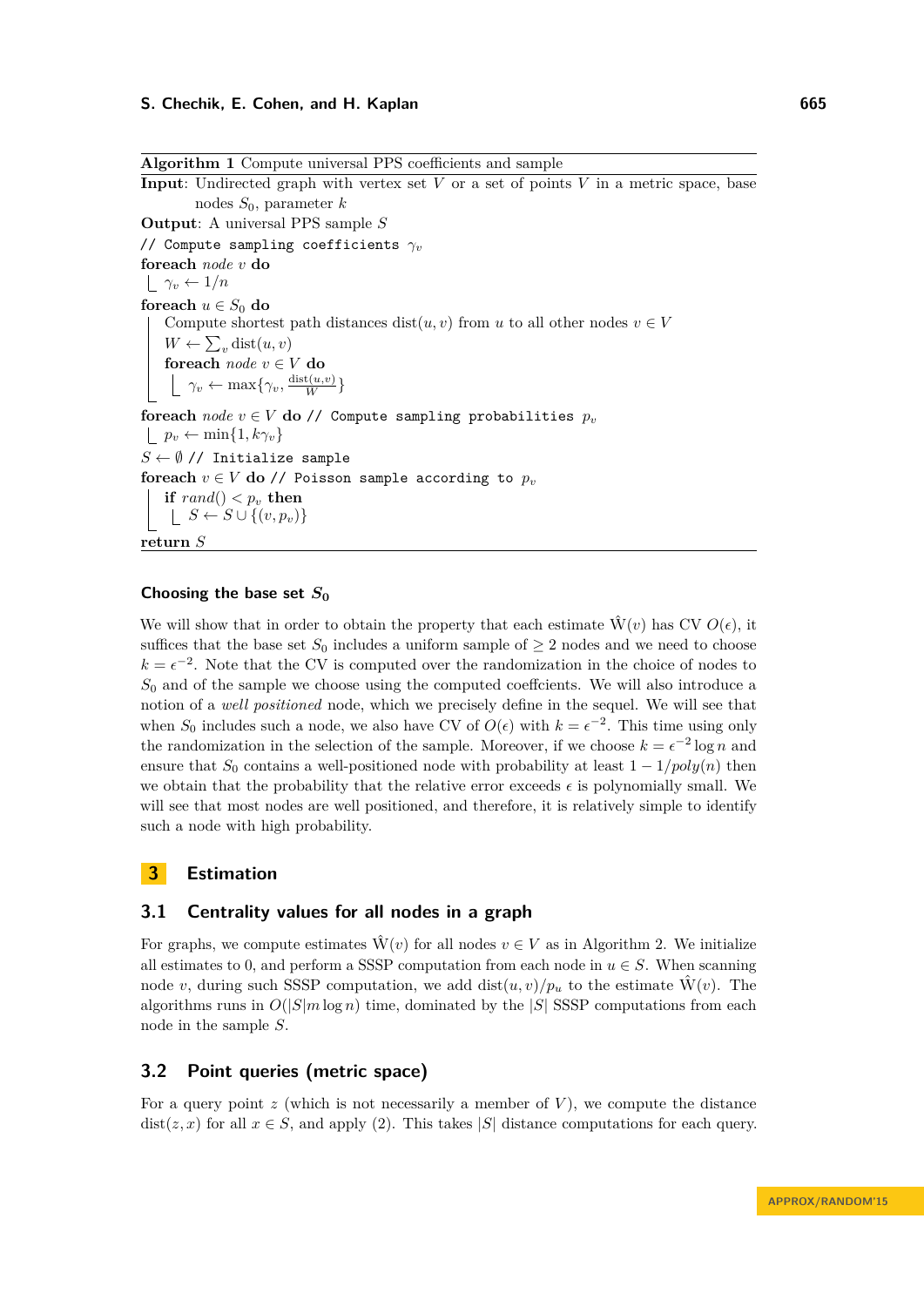**Algorithm 1** Compute universal PPS coefficients and sample

```
Input: Undirected graph with vertex set V or a set of points V in a metric space, base
       nodes S_0, parameter k
Output: A universal PPS sample S
// Compute sampling coefficients γ_v
foreach node v do
    γ_v ← 1/n
foreach u ∈ S_0 do
    Compute shortest path distances dist(u, v) from u to all other nodes v ∈ V
    W ← Σ_v dist(u, v)
    foreach node v ∈ V do
        γ_v ← max{γ_v, dist(u,v)/W}
foreach node v ∈ V do // Compute sampling probabilities p_v
    p_v ← min{1, kγ_v}
S ← ∅ // Initialize sample
foreach v ∈ V do // Poisson sample according to p_v
    if rand() < p_v then
        S ← S ∪ {(v, p_v)}
return S
```

#### Choosing the base set $S_0$

We will show that in order to obtain the property that each estimate $\hat{\mathrm{W}}(v)$ has CV $O(\epsilon)$, it suffices that the base set $S_0$ includes a uniform sample of $\geq 2$ nodes and we need to choose $k = \epsilon^{-2}$. Note that the CV is computed over the randomization in the choice of nodes to $S_0$ and of the sample we choose using the computed coeffcients. We will also introduce a notion of a *well positioned* node, which we precisely define in the sequel. We will see that when $S_0$ includes such a node, we also have CV of $O(\epsilon)$ with $k = \epsilon^{-2}$. This time using only the randomization in the selection of the sample. Moreover, if we choose $k = \epsilon^{-2} \log n$ and ensure that $S_0$ contains a well-positioned node with probability at least $1 - 1/poly(n)$ then we obtain that the probability that the relative error exceeds $\epsilon$ is polynomially small. We will see that most nodes are well positioned, and therefore, it is relatively simple to identify such a node with high probability.

## 3 Estimation

### 3.1 Centrality values for all nodes in a graph

For graphs, we compute estimates $\hat{\mathrm{W}}(v)$ for all nodes $v \in V$ as in Algorithm 2. We initialize all estimates to 0, and perform a SSSP computation from each node in $u \in S$. When scanning node $v$, during such SSSP computation, we add $\mathrm{dist}(u, v)/p_u$ to the estimate $\hat{\mathrm{W}}(v)$. The algorithms runs in $O(|S|m \log n)$ time, dominated by the $|S|$ SSSP computations from each node in the sample $S$.

### 3.2 Point queries (metric space)

For a query point $z$ (which is not necessarily a member of $V$), we compute the distance $\mathrm{dist}(z, x)$ for all $x \in S$, and apply (2). This takes $|S|$ distance computations for each query.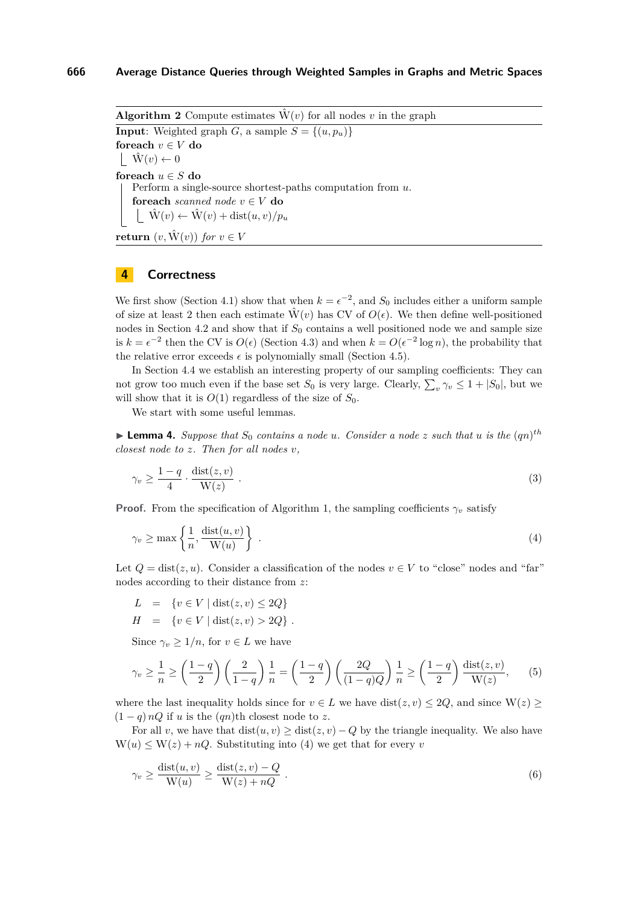**Algorithm 2** Compute estimates $\hat{\mathrm{W}}(v)$ for all nodes $v$ in the graph

```
Input: Weighted graph G, a sample S = {(u, p_u)}
foreach v ∈ V do
    Ŵ(v) ← 0
foreach u ∈ S do
    Perform a single-source shortest-paths computation from u.
    foreach scanned node v ∈ V do
        Ŵ(v) ← Ŵ(v) + dist(u, v)/p_u
return (v, Ŵ(v)) for v ∈ V
```

## 4 Correctness

We first show (Section 4.1) show that when $k = \epsilon^{-2}$, and $S_0$ includes either a uniform sample of size at least 2 then each estimate $\hat{\mathrm{W}}(v)$ has CV of $O(\epsilon)$. We then define well-positioned nodes in Section 4.2 and show that if $S_0$ contains a well positioned node we and sample size is $k = \epsilon^{-2}$ then the CV is $O(\epsilon)$ (Section 4.3) and when $k = O(\epsilon^{-2} \log n)$, the probability that the relative error exceeds $\epsilon$ is polynomially small (Section 4.5).

In Section 4.4 we establish an interesting property of our sampling coefficients: They can not grow too much even if the base set $S_0$ is very large. Clearly, $\sum_v \gamma_v \leq 1 + |S_0|$, but we will show that it is $O(1)$ regardless of the size of $S_0$.

We start with some useful lemmas.

▶ **Lemma 4.** *Suppose that $S_0$ contains a node $u$. Consider a node $z$ such that $u$ is the $(qn)^{th}$ closest node to $z$. Then for all nodes $v$,*

$$\gamma_v \geq \frac{1-q}{4} \cdot \frac{\mathrm{dist}(z,v)}{\mathrm{W}(z)} . \tag{3}$$

**Proof.** From the specification of Algorithm 1, the sampling coefficients $\gamma_v$ satisfy

$$\gamma_v \geq \max\left\{\frac{1}{n}, \frac{\mathrm{dist}(u,v)}{\mathrm{W}(u)}\right\} . \tag{4}$$

Let $Q = \mathrm{dist}(z,u)$. Consider a classification of the nodes $v \in V$ to "close" nodes and "far" nodes according to their distance from $z$:

$$\begin{aligned}
L &= \{v \in V \mid \mathrm{dist}(z,v) \leq 2Q\} \\
H &= \{v \in V \mid \mathrm{dist}(z,v) > 2Q\} .
\end{aligned}$$

Since $\gamma_v \geq 1/n$, for $v \in L$ we have

$$\gamma_v \geq \frac{1}{n} \geq \left(\frac{1-q}{2}\right)\left(\frac{2}{1-q}\right)\frac{1}{n} = \left(\frac{1-q}{2}\right)\left(\frac{2Q}{(1-q)Q}\right)\frac{1}{n} \geq \left(\frac{1-q}{2}\right)\frac{\mathrm{dist}(z,v)}{\mathrm{W}(z)}, \tag{5}$$

where the last inequality holds since for $v \in L$ we have $\mathrm{dist}(z,v) \leq 2Q$, and since $\mathrm{W}(z) \geq (1-q)\,nQ$ if $u$ is the $(qn)$th closest node to $z$.

For all $v$, we have that $\mathrm{dist}(u,v) \geq \mathrm{dist}(z,v) - Q$ by the triangle inequality. We also have $\mathrm{W}(u) \leq \mathrm{W}(z) + nQ$. Substituting into (4) we get that for every $v$

$$\gamma_v \geq \frac{\mathrm{dist}(u,v)}{\mathrm{W}(u)} \geq \frac{\mathrm{dist}(z,v) - Q}{\mathrm{W}(z) + nQ} . \tag{6}$$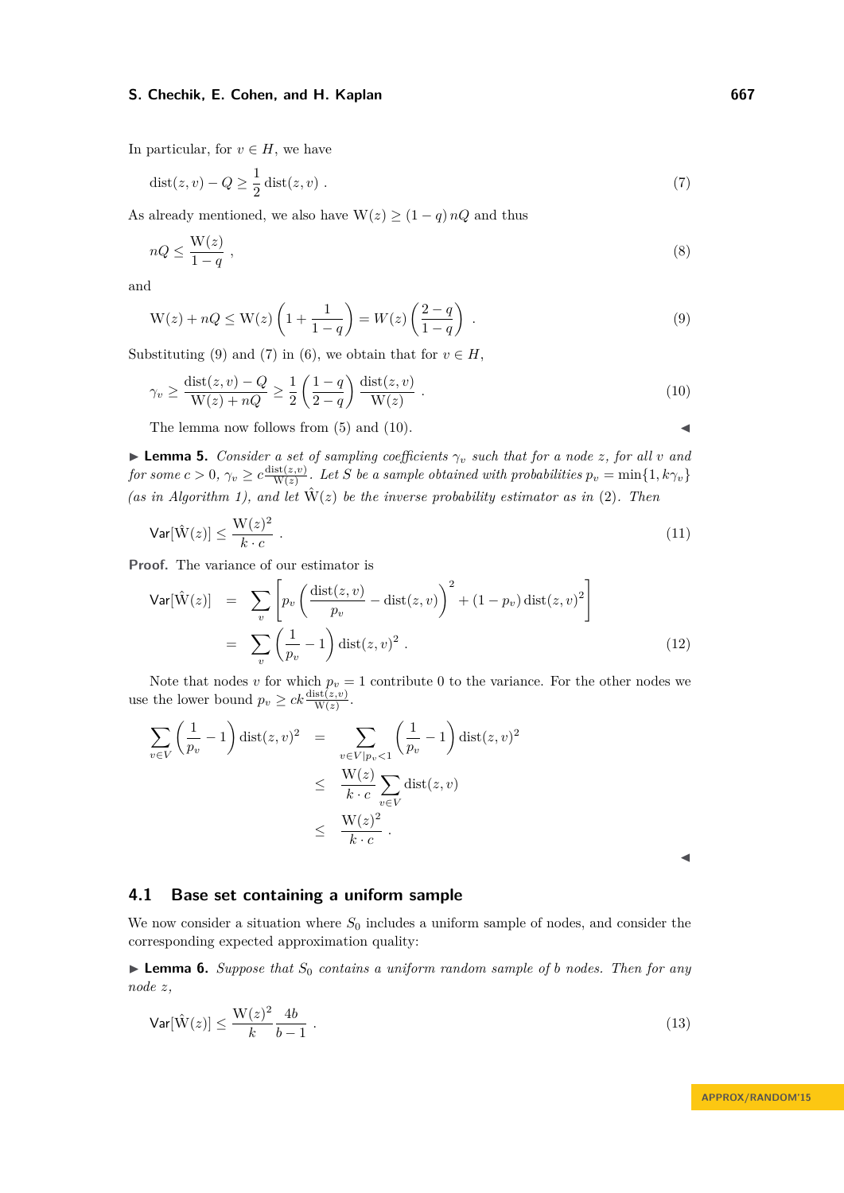In particular, for $v \in H$, we have

$$\text{dist}(z,v) - Q \geq \frac{1}{2}\text{dist}(z,v) . \tag{7}$$

As already mentioned, we also have $\text{W}(z) \geq (1-q)\, nQ$ and thus

$$nQ \leq \frac{\text{W}(z)}{1-q} , \tag{8}$$

and

$$\text{W}(z) + nQ \leq \text{W}(z)\left(1 + \frac{1}{1-q}\right) = W(z)\left(\frac{2-q}{1-q}\right) . \tag{9}$$

Substituting (9) and (7) in (6), we obtain that for $v \in H$,

$$\gamma_v \geq \frac{\text{dist}(z,v) - Q}{\text{W}(z) + nQ} \geq \frac{1}{2}\left(\frac{1-q}{2-q}\right)\frac{\text{dist}(z,v)}{\text{W}(z)} . \tag{10}$$

The lemma now follows from (5) and (10). ◀

▶ **Lemma 5.** *Consider a set of sampling coefficients $\gamma_v$ such that for a node $z$, for all $v$ and for some $c > 0$, $\gamma_v \geq c\frac{\text{dist}(z,v)}{\text{W}(z)}$. Let $S$ be a sample obtained with probabilities $p_v = \min\{1, k\gamma_v\}$ (as in Algorithm 1), and let $\hat{\text{W}}(z)$ be the inverse probability estimator as in* (2). *Then*

$$\mathsf{Var}[\hat{\text{W}}(z)] \leq \frac{\text{W}(z)^2}{k \cdot c} . \tag{11}$$

**Proof.** The variance of our estimator is

$$\begin{aligned}
\mathsf{Var}[\hat{\text{W}}(z)] &= \sum_v \left[ p_v \left(\frac{\text{dist}(z,v)}{p_v} - \text{dist}(z,v)\right)^2 + (1-p_v)\,\text{dist}(z,v)^2 \right] \\
&= \sum_v \left(\frac{1}{p_v} - 1\right)\text{dist}(z,v)^2 . \qquad (12)
\end{aligned}$$

Note that nodes $v$ for which $p_v = 1$ contribute 0 to the variance. For the other nodes we use the lower bound $p_v \geq ck\frac{\text{dist}(z,v)}{\text{W}(z)}$.

$$\begin{aligned}
\sum_{v \in V}\left(\frac{1}{p_v} - 1\right)\text{dist}(z,v)^2 &= \sum_{v \in V | p_v < 1}\left(\frac{1}{p_v} - 1\right)\text{dist}(z,v)^2 \\
&\leq \frac{\text{W}(z)}{k \cdot c}\sum_{v \in V}\text{dist}(z,v) \\
&\leq \frac{\text{W}(z)^2}{k \cdot c} .
\end{aligned}$$

◀

### 4.1 Base set containing a uniform sample

We now consider a situation where $S_0$ includes a uniform sample of nodes, and consider the corresponding expected approximation quality:

▶ **Lemma 6.** *Suppose that $S_0$ contains a uniform random sample of $b$ nodes. Then for any node $z$,*

$$\mathsf{Var}[\hat{\text{W}}(z)] \leq \frac{\text{W}(z)^2}{k}\frac{4b}{b-1} . \tag{13}$$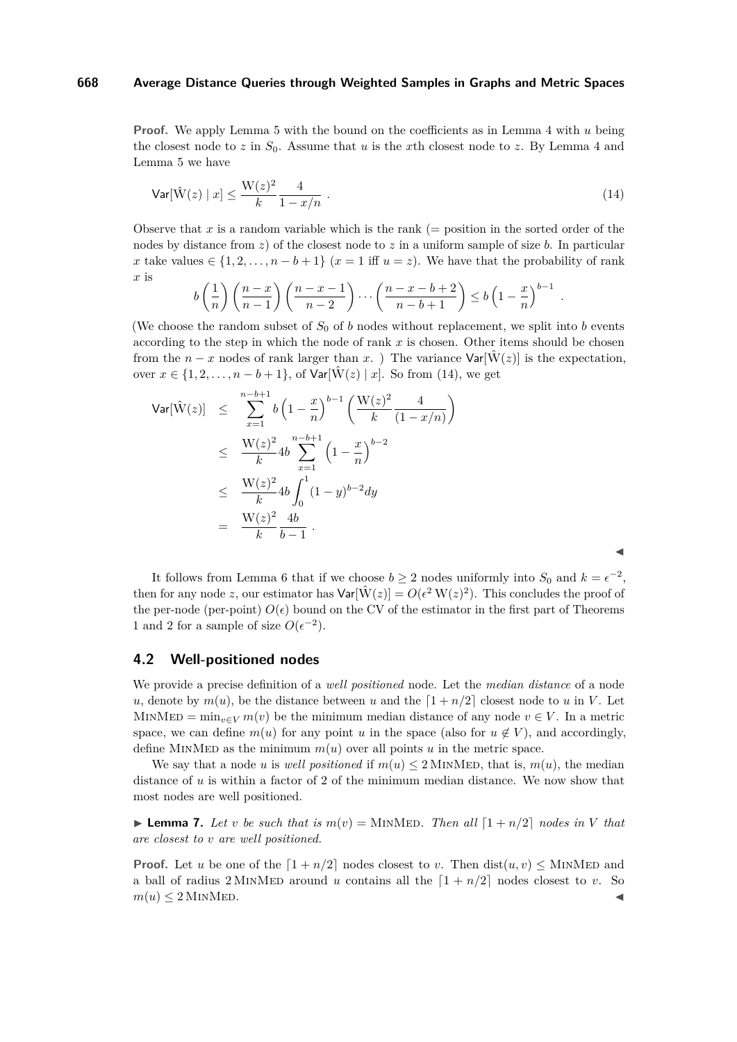**Proof.** We apply Lemma 5 with the bound on the coefficients as in Lemma 4 with $u$ being the closest node to $z$ in $S_0$. Assume that $u$ is the $x$th closest node to $z$. By Lemma 4 and Lemma 5 we have

$$\mathsf{Var}[\hat{\mathrm{W}}(z) \mid x] \leq \frac{\mathrm{W}(z)^2}{k} \frac{4}{1 - x/n} . \tag{14}$$

Observe that $x$ is a random variable which is the rank (= position in the sorted order of the nodes by distance from $z$) of the closest node to $z$ in a uniform sample of size $b$. In particular $x$ take values $\in \{1, 2, \ldots, n - b + 1\}$ ($x = 1$ iff $u = z$). We have that the probability of rank $x$ is

$$b\left(\frac{1}{n}\right)\left(\frac{n-x}{n-1}\right)\left(\frac{n-x-1}{n-2}\right)\cdots\left(\frac{n-x-b+2}{n-b+1}\right) \leq b\left(1-\frac{x}{n}\right)^{b-1} .$$

(We choose the random subset of $S_0$ of $b$ nodes without replacement, we split into $b$ events according to the step in which the node of rank $x$ is chosen. Other items should be chosen from the $n - x$ nodes of rank larger than $x$. ) The variance $\mathsf{Var}[\hat{\mathrm{W}}(z)]$ is the expectation, over $x \in \{1, 2, \ldots, n - b + 1\}$, of $\mathsf{Var}[\hat{\mathrm{W}}(z) \mid x]$. So from (14), we get

$$\begin{aligned}
\mathsf{Var}[\hat{\mathrm{W}}(z)] &\leq \sum_{x=1}^{n-b+1} b\left(1-\frac{x}{n}\right)^{b-1}\left(\frac{\mathrm{W}(z)^2}{k}\frac{4}{(1-x/n)}\right) \\
&\leq \frac{\mathrm{W}(z)^2}{k} 4b \sum_{x=1}^{n-b+1}\left(1-\frac{x}{n}\right)^{b-2} \\
&\leq \frac{\mathrm{W}(z)^2}{k} 4b \int_0^1 (1-y)^{b-2} dy \\
&= \frac{\mathrm{W}(z)^2}{k} \frac{4b}{b-1} .
\end{aligned}$$

◀

It follows from Lemma 6 that if we choose $b \geq 2$ nodes uniformly into $S_0$ and $k = \epsilon^{-2}$, then for any node $z$, our estimator has $\mathsf{Var}[\hat{\mathrm{W}}(z)] = O(\epsilon^2 \, \mathrm{W}(z)^2)$. This concludes the proof of the per-node (per-point) $O(\epsilon)$ bound on the CV of the estimator in the first part of Theorems 1 and 2 for a sample of size $O(\epsilon^{-2})$.

## 4.2 Well-positioned nodes

We provide a precise definition of a *well positioned* node. Let the *median distance* of a node $u$, denote by $m(u)$, be the distance between $u$ and the $\lceil 1 + n/2 \rceil$ closest node to $u$ in $V$. Let $\textsc{MinMed} = \min_{v \in V} m(v)$ be the minimum median distance of any node $v \in V$. In a metric space, we can define $m(u)$ for any point $u$ in the space (also for $u \notin V$), and accordingly, define $\textsc{MinMed}$ as the minimum $m(u)$ over all points $u$ in the metric space.

We say that a node $u$ is *well positioned* if $m(u) \leq 2\,\textsc{MinMed}$, that is, $m(u)$, the median distance of $u$ is within a factor of 2 of the minimum median distance. We now show that most nodes are well positioned.

▶ **Lemma 7.** *Let $v$ be such that is $m(v) = \textsc{MinMed}$. Then all $\lceil 1 + n/2 \rceil$ nodes in $V$ that are closest to $v$ are well positioned.*

**Proof.** Let $u$ be one of the $\lceil 1 + n/2 \rceil$ nodes closest to $v$. Then $\mathrm{dist}(u, v) \leq \textsc{MinMed}$ and a ball of radius $2\,\textsc{MinMed}$ around $u$ contains all the $\lceil 1 + n/2 \rceil$ nodes closest to $v$. So $m(u) \leq 2\,\textsc{MinMed}$. ◀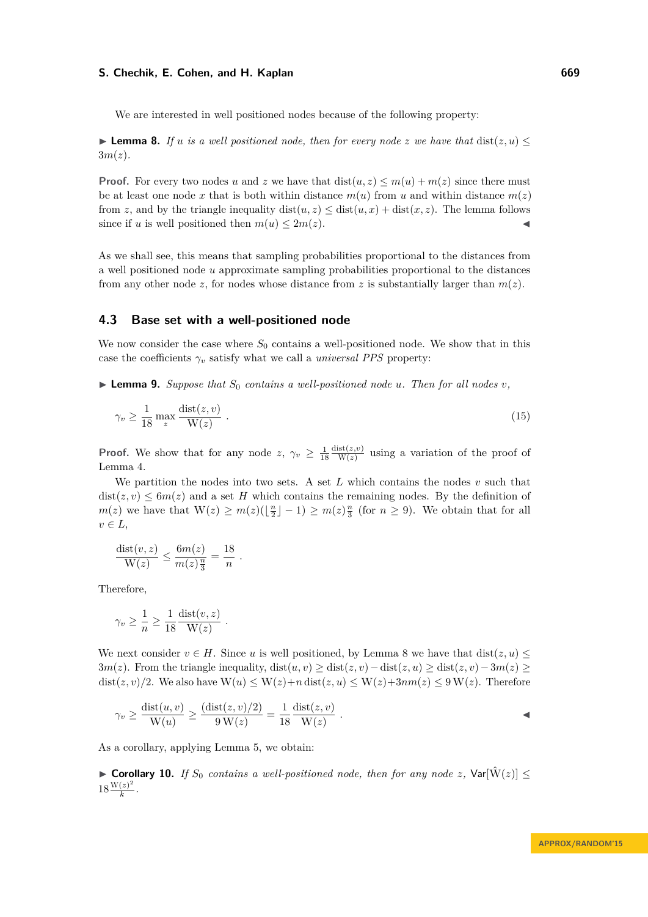We are interested in well positioned nodes because of the following property:

▶ **Lemma 8.** *If $u$ is a well positioned node, then for every node $z$ we have that* $\mathrm{dist}(z,u) \le 3m(z)$.

**Proof.** For every two nodes $u$ and $z$ we have that $\mathrm{dist}(u,z) \le m(u) + m(z)$ since there must be at least one node $x$ that is both within distance $m(u)$ from $u$ and within distance $m(z)$ from $z$, and by the triangle inequality $\mathrm{dist}(u,z) \le \mathrm{dist}(u,x) + \mathrm{dist}(x,z)$. The lemma follows since if $u$ is well positioned then $m(u) \le 2m(z)$. ◀

As we shall see, this means that sampling probabilities proportional to the distances from a well positioned node $u$ approximate sampling probabilities proportional to the distances from any other node $z$, for nodes whose distance from $z$ is substantially larger than $m(z)$.

### 4.3 Base set with a well-positioned node

We now consider the case where $S_0$ contains a well-positioned node. We show that in this case the coefficients $\gamma_v$ satisfy what we call a *universal PPS* property:

▶ **Lemma 9.** *Suppose that $S_0$ contains a well-positioned node $u$. Then for all nodes $v$,*

$$\gamma_v \ge \frac{1}{18} \max_z \frac{\mathrm{dist}(z,v)}{\mathrm{W}(z)} \ . \tag{15}$$

**Proof.** We show that for any node $z$, $\gamma_v \ge \frac{1}{18}\frac{\mathrm{dist}(z,v)}{\mathrm{W}(z)}$ using a variation of the proof of Lemma 4.

We partition the nodes into two sets. A set $L$ which contains the nodes $v$ such that $\mathrm{dist}(z,v) \le 6m(z)$ and a set $H$ which contains the remaining nodes. By the definition of $m(z)$ we have that $\mathrm{W}(z) \ge m(z)(\lfloor \frac{n}{2} \rfloor - 1) \ge m(z)\frac{n}{3}$ (for $n \ge 9$). We obtain that for all $v \in L$,

$$\frac{\mathrm{dist}(v,z)}{\mathrm{W}(z)} \le \frac{6m(z)}{m(z)\frac{n}{3}} = \frac{18}{n} \ .$$

Therefore,

$$\gamma_v \ge \frac{1}{n} \ge \frac{1}{18}\frac{\mathrm{dist}(v,z)}{\mathrm{W}(z)} \ .$$

We next consider $v \in H$. Since $u$ is well positioned, by Lemma 8 we have that $\mathrm{dist}(z,u) \le 3m(z)$. From the triangle inequality, $\mathrm{dist}(u,v) \ge \mathrm{dist}(z,v) - \mathrm{dist}(z,u) \ge \mathrm{dist}(z,v) - 3m(z) \ge \mathrm{dist}(z,v)/2$. We also have $\mathrm{W}(u) \le \mathrm{W}(z) + n\,\mathrm{dist}(z,u) \le \mathrm{W}(z) + 3nm(z) \le 9\,\mathrm{W}(z)$. Therefore

$$\gamma_v \ge \frac{\mathrm{dist}(u,v)}{\mathrm{W}(u)} \ge \frac{(\mathrm{dist}(z,v)/2)}{9\,\mathrm{W}(z)} = \frac{1}{18}\frac{\mathrm{dist}(z,v)}{\mathrm{W}(z)} \ . \quad ◀$$

As a corollary, applying Lemma 5, we obtain:

▶ **Corollary 10.** *If $S_0$ contains a well-positioned node, then for any node $z$,* $\mathsf{Var}[\hat{\mathrm{W}}(z)] \le 18\frac{\mathrm{W}(z)^2}{k}$.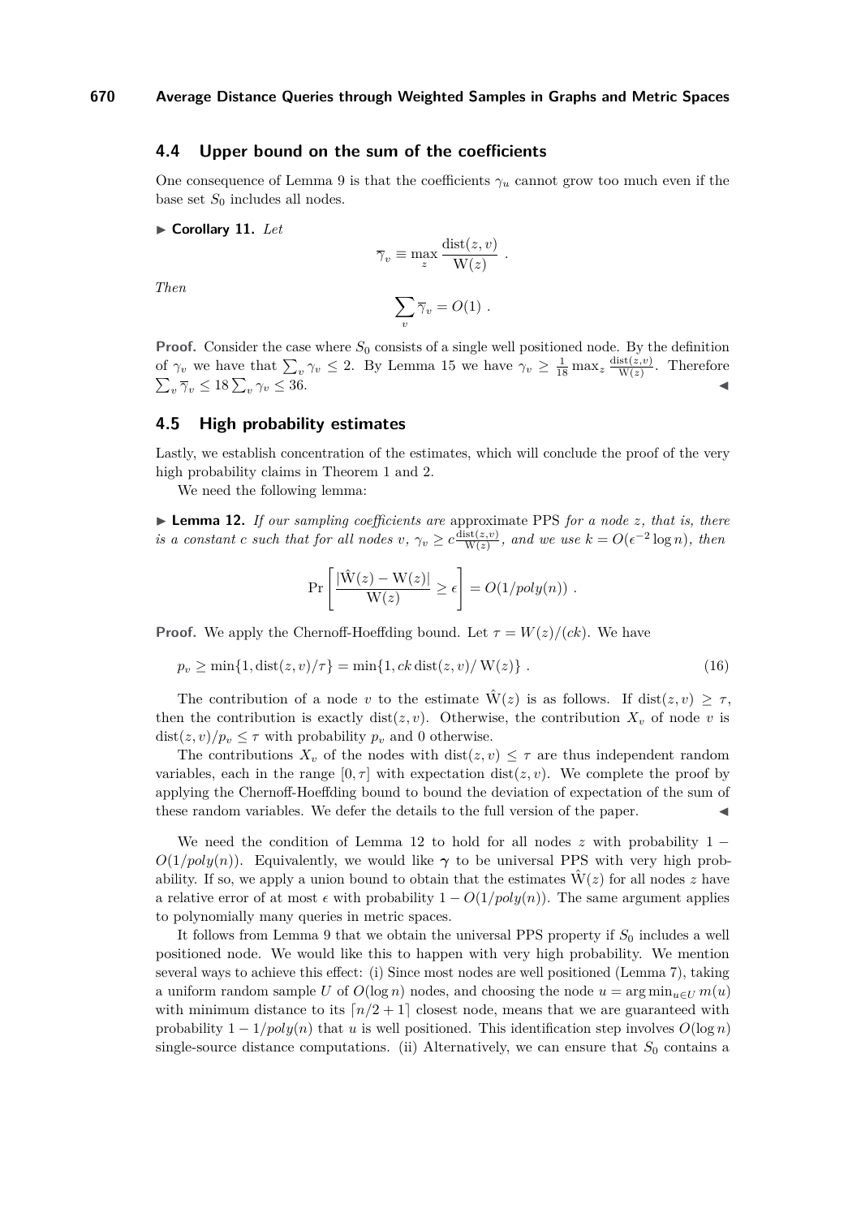## 4.4 Upper bound on the sum of the coefficients

One consequence of Lemma 9 is that the coefficients $\gamma_u$ cannot grow too much even if the base set $S_0$ includes all nodes.

▶ **Corollary 11.** *Let*

$$\overline{\gamma}_v \equiv \max_z \frac{\text{dist}(z, v)}{\text{W}(z)} .$$

*Then*

$$\sum_v \overline{\gamma}_v = O(1) .$$

**Proof.** Consider the case where $S_0$ consists of a single well positioned node. By the definition of $\gamma_v$ we have that $\sum_v \gamma_v \leq 2$. By Lemma 15 we have $\gamma_v \geq \frac{1}{18} \max_z \frac{\text{dist}(z,v)}{\text{W}(z)}$. Therefore $\sum_v \overline{\gamma}_v \leq 18 \sum_v \gamma_v \leq 36$. ◀

## 4.5 High probability estimates

Lastly, we establish concentration of the estimates, which will conclude the proof of the very high probability claims in Theorem 1 and 2.

We need the following lemma:

▶ **Lemma 12.** *If our sampling coefficients are* approximate PPS *for a node $z$, that is, there is a constant $c$ such that for all nodes $v$, $\gamma_v \geq c\frac{\text{dist}(z,v)}{\text{W}(z)}$, and we use $k = O(\epsilon^{-2} \log n)$, then*

$$\Pr\left[\frac{|\hat{\text{W}}(z) - \text{W}(z)|}{\text{W}(z)} \geq \epsilon\right] = O(1/poly(n)) .$$

**Proof.** We apply the Chernoff-Hoeffding bound. Let $\tau = W(z)/(ck)$. We have

$$p_v \geq \min\{1, \text{dist}(z, v)/\tau\} = \min\{1, ck\,\text{dist}(z, v)/\,\text{W}(z)\} . \tag{16}$$

The contribution of a node $v$ to the estimate $\hat{\text{W}}(z)$ is as follows. If $\text{dist}(z, v) \geq \tau$, then the contribution is exactly $\text{dist}(z, v)$. Otherwise, the contribution $X_v$ of node $v$ is $\text{dist}(z, v)/p_v \leq \tau$ with probability $p_v$ and 0 otherwise.

The contributions $X_v$ of the nodes with $\text{dist}(z, v) \leq \tau$ are thus independent random variables, each in the range $[0, \tau]$ with expectation $\text{dist}(z, v)$. We complete the proof by applying the Chernoff-Hoeffding bound to bound the deviation of expectation of the sum of these random variables. We defer the details to the full version of the paper. ◀

We need the condition of Lemma 12 to hold for all nodes $z$ with probability $1 - O(1/poly(n))$. Equivalently, we would like $\boldsymbol{\gamma}$ to be universal PPS with very high probability. If so, we apply a union bound to obtain that the estimates $\hat{\text{W}}(z)$ for all nodes $z$ have a relative error of at most $\epsilon$ with probability $1 - O(1/poly(n))$. The same argument applies to polynomially many queries in metric spaces.

It follows from Lemma 9 that we obtain the universal PPS property if $S_0$ includes a well positioned node. We would like this to happen with very high probability. We mention several ways to achieve this effect: (i) Since most nodes are well positioned (Lemma 7), taking a uniform random sample $U$ of $O(\log n)$ nodes, and choosing the node $u = \arg\min_{u \in U} m(u)$ with minimum distance to its $\lceil n/2 + 1 \rceil$ closest node, means that we are guaranteed with probability $1 - 1/poly(n)$ that $u$ is well positioned. This identification step involves $O(\log n)$ single-source distance computations. (ii) Alternatively, we can ensure that $S_0$ contains a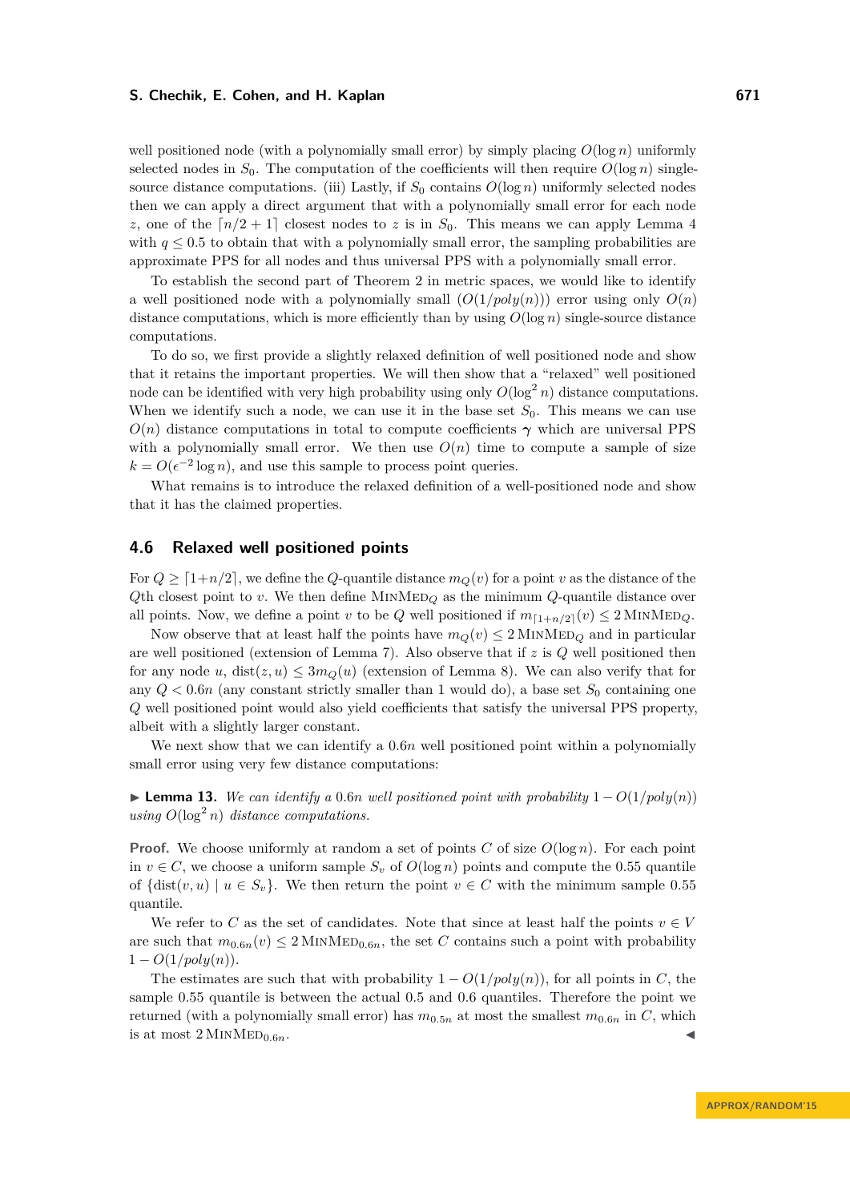well positioned node (with a polynomially small error) by simply placing $O(\log n)$ uniformly selected nodes in $S_0$. The computation of the coefficients will then require $O(\log n)$ single-source distance computations. (iii) Lastly, if $S_0$ contains $O(\log n)$ uniformly selected nodes then we can apply a direct argument that with a polynomially small error for each node $z$, one of the $\lceil n/2+1\rceil$ closest nodes to $z$ is in $S_0$. This means we can apply Lemma 4 with $q \leq 0.5$ to obtain that with a polynomially small error, the sampling probabilities are approximate PPS for all nodes and thus universal PPS with a polynomially small error.

To establish the second part of Theorem 2 in metric spaces, we would like to identify a well positioned node with a polynomially small $(O(1/poly(n)))$ error using only $O(n)$ distance computations, which is more efficiently than by using $O(\log n)$ single-source distance computations.

To do so, we first provide a slightly relaxed definition of well positioned node and show that it retains the important properties. We will then show that a "relaxed" well positioned node can be identified with very high probability using only $O(\log^2 n)$ distance computations. When we identify such a node, we can use it in the base set $S_0$. This means we can use $O(n)$ distance computations in total to compute coefficients $\boldsymbol{\gamma}$ which are universal PPS with a polynomially small error. We then use $O(n)$ time to compute a sample of size $k = O(\epsilon^{-2}\log n)$, and use this sample to process point queries.

What remains is to introduce the relaxed definition of a well-positioned node and show that it has the claimed properties.

## 4.6 Relaxed well positioned points

For $Q \geq \lceil 1+n/2\rceil$, we define the $Q$-quantile distance $m_Q(v)$ for a point $v$ as the distance of the $Q$th closest point to $v$. We then define $\textsc{MinMed}_Q$ as the minimum $Q$-quantile distance over all points. Now, we define a point $v$ to be $Q$ well positioned if $m_{\lceil 1+n/2\rceil}(v) \leq 2\,\textsc{MinMed}_Q$.

Now observe that at least half the points have $m_Q(v) \leq 2\,\textsc{MinMed}_Q$ and in particular are well positioned (extension of Lemma 7). Also observe that if $z$ is $Q$ well positioned then for any node $u$, $\text{dist}(z,u) \leq 3m_Q(u)$ (extension of Lemma 8). We can also verify that for any $Q < 0.6n$ (any constant strictly smaller than 1 would do), a base set $S_0$ containing one $Q$ well positioned point would also yield coefficients that satisfy the universal PPS property, albeit with a slightly larger constant.

We next show that we can identify a $0.6n$ well positioned point within a polynomially small error using very few distance computations:

▶ **Lemma 13.** *We can identify a $0.6n$ well positioned point with probability $1 - O(1/poly(n))$ using $O(\log^2 n)$ distance computations.*

**Proof.** We choose uniformly at random a set of points $C$ of size $O(\log n)$. For each point in $v \in C$, we choose a uniform sample $S_v$ of $O(\log n)$ points and compute the 0.55 quantile of $\{\text{dist}(v,u) \mid u \in S_v\}$. We then return the point $v \in C$ with the minimum sample 0.55 quantile.

We refer to $C$ as the set of candidates. Note that since at least half the points $v \in V$ are such that $m_{0.6n}(v) \leq 2\,\textsc{MinMed}_{0.6n}$, the set $C$ contains such a point with probability $1 - O(1/poly(n))$.

The estimates are such that with probability $1 - O(1/poly(n))$, for all points in $C$, the sample 0.55 quantile is between the actual 0.5 and 0.6 quantiles. Therefore the point we returned (with a polynomially small error) has $m_{0.5n}$ at most the smallest $m_{0.6n}$ in $C$, which is at most $2\,\textsc{MinMed}_{0.6n}$. ◀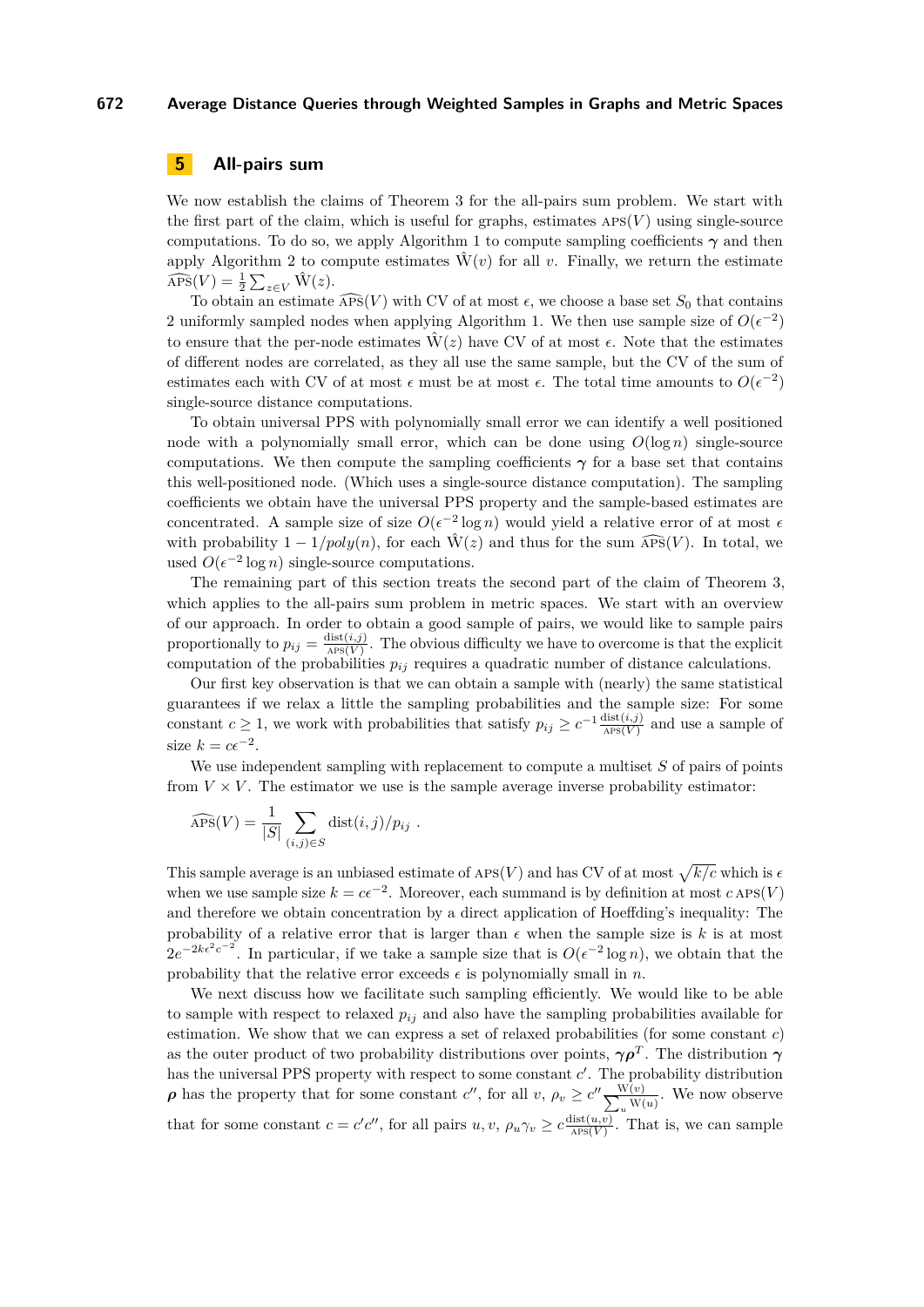## 5 All-pairs sum

We now establish the claims of Theorem 3 for the all-pairs sum problem. We start with the first part of the claim, which is useful for graphs, estimates $\text{APS}(V)$ using single-source computations. To do so, we apply Algorithm 1 to compute sampling coefficients $\boldsymbol{\gamma}$ and then apply Algorithm 2 to compute estimates $\hat{\text{W}}(v)$ for all $v$. Finally, we return the estimate $\widehat{\text{APS}}(V) = \frac{1}{2}\sum_{z\in V} \hat{\text{W}}(z)$.

To obtain an estimate $\widehat{\text{APS}}(V)$ with CV of at most $\epsilon$, we choose a base set $S_0$ that contains 2 uniformly sampled nodes when applying Algorithm 1. We then use sample size of $O(\epsilon^{-2})$ to ensure that the per-node estimates $\hat{\text{W}}(z)$ have CV of at most $\epsilon$. Note that the estimates of different nodes are correlated, as they all use the same sample, but the CV of the sum of estimates each with CV of at most $\epsilon$ must be at most $\epsilon$. The total time amounts to $O(\epsilon^{-2})$ single-source distance computations.

To obtain universal PPS with polynomially small error we can identify a well positioned node with a polynomially small error, which can be done using $O(\log n)$ single-source computations. We then compute the sampling coefficients $\boldsymbol{\gamma}$ for a base set that contains this well-positioned node. (Which uses a single-source distance computation). The sampling coefficients we obtain have the universal PPS property and the sample-based estimates are concentrated. A sample size of size $O(\epsilon^{-2}\log n)$ would yield a relative error of at most $\epsilon$ with probability $1 - 1/poly(n)$, for each $\hat{\text{W}}(z)$ and thus for the sum $\widehat{\text{APS}}(V)$. In total, we used $O(\epsilon^{-2}\log n)$ single-source computations.

The remaining part of this section treats the second part of the claim of Theorem 3, which applies to the all-pairs sum problem in metric spaces. We start with an overview of our approach. In order to obtain a good sample of pairs, we would like to sample pairs proportionally to $p_{ij} = \frac{\text{dist}(i,j)}{\text{APS}(V)}$. The obvious difficulty we have to overcome is that the explicit computation of the probabilities $p_{ij}$ requires a quadratic number of distance calculations.

Our first key observation is that we can obtain a sample with (nearly) the same statistical guarantees if we relax a little the sampling probabilities and the sample size: For some constant $c \geq 1$, we work with probabilities that satisfy $p_{ij} \geq c^{-1}\frac{\text{dist}(i,j)}{\text{APS}(V)}$ and use a sample of size $k = c\epsilon^{-2}$.

We use independent sampling with replacement to compute a multiset $S$ of pairs of points from $V \times V$. The estimator we use is the sample average inverse probability estimator:

$$\widehat{\text{APS}}(V) = \frac{1}{|S|}\sum_{(i,j)\in S} \text{dist}(i,j)/p_{ij} \ .$$

This sample average is an unbiased estimate of $\text{APS}(V)$ and has CV of at most $\sqrt{k/c}$ which is $\epsilon$ when we use sample size $k = c\epsilon^{-2}$. Moreover, each summand is by definition at most $c\,\text{APS}(V)$ and therefore we obtain concentration by a direct application of Hoeffding's inequality: The probability of a relative error that is larger than $\epsilon$ when the sample size is $k$ is at most $2e^{-2k\epsilon^2 c^{-2}}$. In particular, if we take a sample size that is $O(\epsilon^{-2}\log n)$, we obtain that the probability that the relative error exceeds $\epsilon$ is polynomially small in $n$.

We next discuss how we facilitate such sampling efficiently. We would like to be able to sample with respect to relaxed $p_{ij}$ and also have the sampling probabilities available for estimation. We show that we can express a set of relaxed probabilities (for some constant $c$) as the outer product of two probability distributions over points, $\boldsymbol{\gamma}\boldsymbol{\rho}^T$. The distribution $\boldsymbol{\gamma}$ has the universal PPS property with respect to some constant $c'$. The probability distribution $\boldsymbol{\rho}$ has the property that for some constant $c''$, for all $v$, $\rho_v \geq c''\frac{\text{W}(v)}{\sum_u \text{W}(u)}$. We now observe that for some constant $c = c'c''$, for all pairs $u, v$, $\rho_u\gamma_v \geq c\frac{\text{dist}(u,v)}{\text{APS}(V)}$. That is, we can sample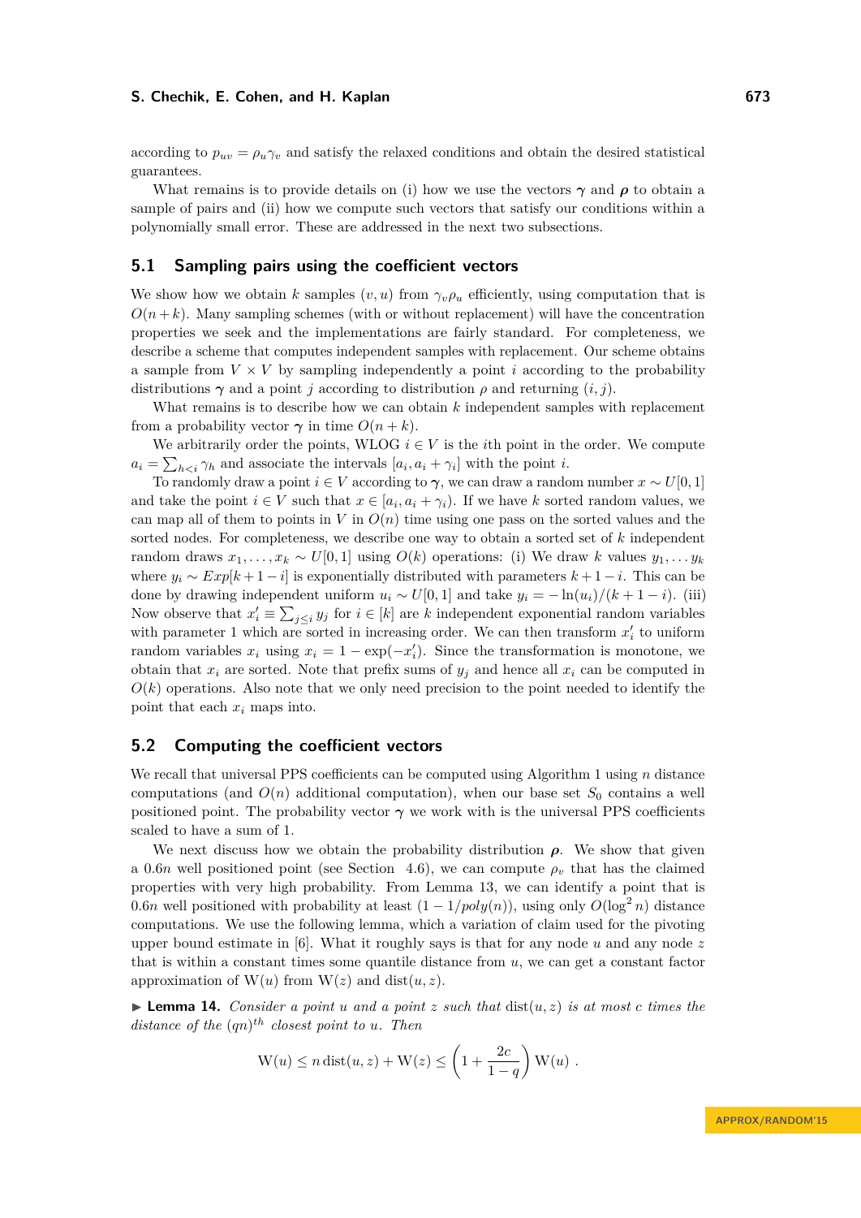according to $p_{uv} = \rho_u \gamma_v$ and satisfy the relaxed conditions and obtain the desired statistical guarantees.

What remains is to provide details on (i) how we use the vectors $\boldsymbol{\gamma}$ and $\boldsymbol{\rho}$ to obtain a sample of pairs and (ii) how we compute such vectors that satisfy our conditions within a polynomially small error. These are addressed in the next two subsections.

## 5.1 Sampling pairs using the coefficient vectors

We show how we obtain $k$ samples $(v, u)$ from $\gamma_v \rho_u$ efficiently, using computation that is $O(n+k)$. Many sampling schemes (with or without replacement) will have the concentration properties we seek and the implementations are fairly standard. For completeness, we describe a scheme that computes independent samples with replacement. Our scheme obtains a sample from $V \times V$ by sampling independently a point $i$ according to the probability distributions $\boldsymbol{\gamma}$ and a point $j$ according to distribution $\rho$ and returning $(i, j)$.

What remains is to describe how we can obtain $k$ independent samples with replacement from a probability vector $\boldsymbol{\gamma}$ in time $O(n+k)$.

We arbitrarily order the points, WLOG $i \in V$ is the $i$th point in the order. We compute $a_i = \sum_{h<i} \gamma_h$ and associate the intervals $[a_i, a_i + \gamma_i]$ with the point $i$.

To randomly draw a point $i \in V$ according to $\boldsymbol{\gamma}$, we can draw a random number $x \sim U[0,1]$ and take the point $i \in V$ such that $x \in [a_i, a_i + \gamma_i)$. If we have $k$ sorted random values, we can map all of them to points in $V$ in $O(n)$ time using one pass on the sorted values and the sorted nodes. For completeness, we describe one way to obtain a sorted set of $k$ independent random draws $x_1, \ldots, x_k \sim U[0,1]$ using $O(k)$ operations: (i) We draw $k$ values $y_1, \ldots y_k$ where $y_i \sim Exp[k+1-i]$ is exponentially distributed with parameters $k+1-i$. This can be done by drawing independent uniform $u_i \sim U[0,1]$ and take $y_i = -\ln(u_i)/(k+1-i)$. (iii) Now observe that $x'_i \equiv \sum_{j \le i} y_j$ for $i \in [k]$ are $k$ independent exponential random variables with parameter 1 which are sorted in increasing order. We can then transform $x'_i$ to uniform random variables $x_i$ using $x_i = 1 - \exp(-x'_i)$. Since the transformation is monotone, we obtain that $x_i$ are sorted. Note that prefix sums of $y_j$ and hence all $x_i$ can be computed in $O(k)$ operations. Also note that we only need precision to the point needed to identify the point that each $x_i$ maps into.

## 5.2 Computing the coefficient vectors

We recall that universal PPS coefficients can be computed using Algorithm 1 using $n$ distance computations (and $O(n)$ additional computation), when our base set $S_0$ contains a well positioned point. The probability vector $\boldsymbol{\gamma}$ we work with is the universal PPS coefficients scaled to have a sum of 1.

We next discuss how we obtain the probability distribution $\boldsymbol{\rho}$. We show that given a $0.6n$ well positioned point (see Section 4.6), we can compute $\rho_v$ that has the claimed properties with very high probability. From Lemma 13, we can identify a point that is $0.6n$ well positioned with probability at least $(1 - 1/poly(n))$, using only $O(\log^2 n)$ distance computations. We use the following lemma, which a variation of claim used for the pivoting upper bound estimate in [6]. What it roughly says is that for any node $u$ and any node $z$ that is within a constant times some quantile distance from $u$, we can get a constant factor approximation of $\mathrm{W}(u)$ from $\mathrm{W}(z)$ and $\mathrm{dist}(u, z)$.

▶ **Lemma 14.** *Consider a point $u$ and a point $z$ such that $\mathrm{dist}(u, z)$ is at most $c$ times the distance of the $(qn)^{th}$ closest point to $u$. Then*

$$\mathrm{W}(u) \le n\,\mathrm{dist}(u, z) + \mathrm{W}(z) \le \left(1 + \frac{2c}{1-q}\right)\mathrm{W}(u)\ .$$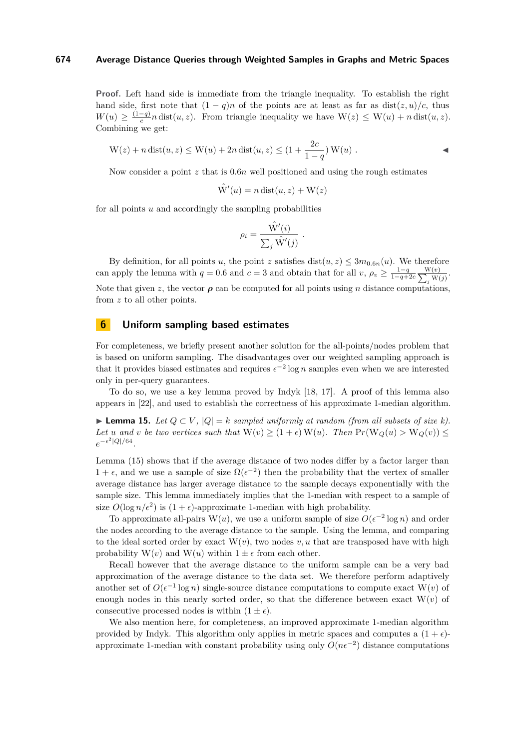**Proof.** Left hand side is immediate from the triangle inequality. To establish the right hand side, first note that $(1-q)n$ of the points are at least as far as $\text{dist}(z,u)/c$, thus $W(u) \geq \frac{(1-q)}{c} n \,\text{dist}(u,z)$. From triangle inequality we have $\mathrm{W}(z) \leq \mathrm{W}(u) + n\,\text{dist}(u,z)$. Combining we get:

$$\mathrm{W}(z) + n\,\text{dist}(u,z) \leq \mathrm{W}(u) + 2n\,\text{dist}(u,z) \leq (1 + \frac{2c}{1-q})\,\mathrm{W}(u)\ . \qquad \blacktriangleleft$$

Now consider a point $z$ that is $0.6n$ well positioned and using the rough estimates

$$\hat{\mathrm{W}}'(u) = n\,\text{dist}(u,z) + \mathrm{W}(z)$$

for all points $u$ and accordingly the sampling probabilities

$$\rho_i = \frac{\hat{\mathrm{W}}'(i)}{\sum_j \hat{\mathrm{W}}'(j)}\ .$$

By definition, for all points $u$, the point $z$ satisfies $\text{dist}(u,z) \leq 3m_{0.6n}(u)$. We therefore can apply the lemma with $q = 0.6$ and $c = 3$ and obtain that for all $v$, $\rho_v \geq \frac{1-q}{1-q+2c}\frac{\mathrm{W}(v)}{\sum_j \mathrm{W}(j)}$. Note that given $z$, the vector $\boldsymbol{\rho}$ can be computed for all points using $n$ distance computations, from $z$ to all other points.

## 6 Uniform sampling based estimates

For completeness, we briefly present another solution for the all-points/nodes problem that is based on uniform sampling. The disadvantages over our weighted sampling approach is that it provides biased estimates and requires $\epsilon^{-2}\log n$ samples even when we are interested only in per-query guarantees.

To do so, we use a key lemma proved by Indyk [18, 17]. A proof of this lemma also appears in [22], and used to establish the correctness of his approximate 1-median algorithm.

▶ **Lemma 15.** *Let $Q \subset V$, $|Q| = k$ sampled uniformly at random (from all subsets of size $k$). Let $u$ and $v$ be two vertices such that $\mathrm{W}(v) \geq (1+\epsilon)\,\mathrm{W}(u)$. Then $\Pr(\mathrm{W}_Q(u) > \mathrm{W}_Q(v)) \leq e^{-\epsilon^2|Q|/64}$.*

Lemma (15) shows that if the average distance of two nodes differ by a factor larger than $1+\epsilon$, and we use a sample of size $\Omega(\epsilon^{-2})$ then the probability that the vertex of smaller average distance has larger average distance to the sample decays exponentially with the sample size. This lemma immediately implies that the 1-median with respect to a sample of size $O(\log n/\epsilon^2)$ is $(1+\epsilon)$-approximate 1-median with high probability.

To approximate all-pairs $\mathrm{W}(u)$, we use a uniform sample of size $O(\epsilon^{-2}\log n)$ and order the nodes according to the average distance to the sample. Using the lemma, and comparing to the ideal sorted order by exact $\mathrm{W}(v)$, two nodes $v,u$ that are transposed have with high probability $\mathrm{W}(v)$ and $\mathrm{W}(u)$ within $1 \pm \epsilon$ from each other.

Recall however that the average distance to the uniform sample can be a very bad approximation of the average distance to the data set. We therefore perform adaptively another set of $O(\epsilon^{-1}\log n)$ single-source distance computations to compute exact $\mathrm{W}(v)$ of enough nodes in this nearly sorted order, so that the difference between exact $\mathrm{W}(v)$ of consecutive processed nodes is within $(1 \pm \epsilon)$.

We also mention here, for completeness, an improved approximate 1-median algorithm provided by Indyk. This algorithm only applies in metric spaces and computes a $(1+\epsilon)$-approximate 1-median with constant probability using only $O(n\epsilon^{-2})$ distance computations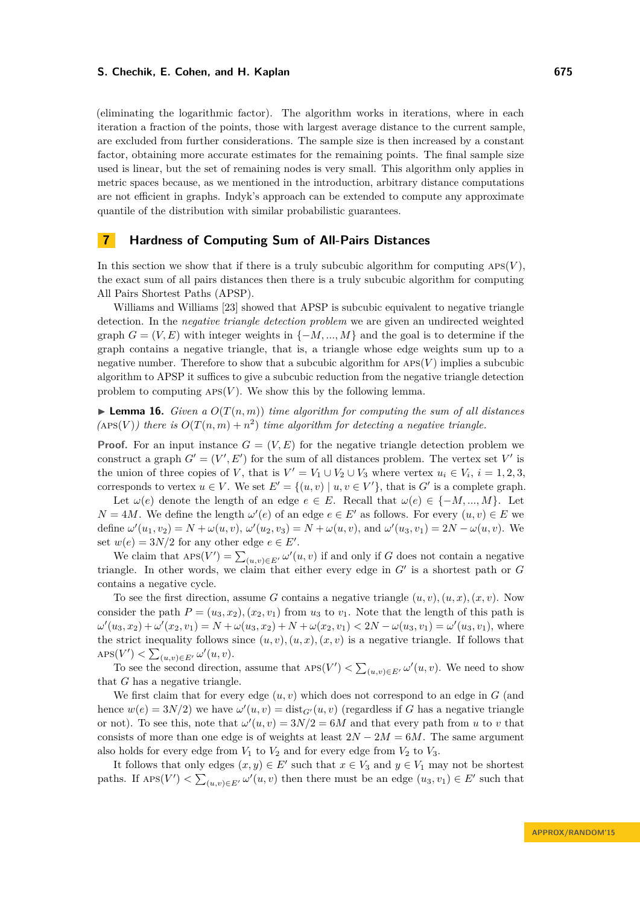(eliminating the logarithmic factor). The algorithm works in iterations, where in each iteration a fraction of the points, those with largest average distance to the current sample, are excluded from further considerations. The sample size is then increased by a constant factor, obtaining more accurate estimates for the remaining points. The final sample size used is linear, but the set of remaining nodes is very small. This algorithm only applies in metric spaces because, as we mentioned in the introduction, arbitrary distance computations are not efficient in graphs. Indyk's approach can be extended to compute any approximate quantile of the distribution with similar probabilistic guarantees.

## 7 Hardness of Computing Sum of All-Pairs Distances

In this section we show that if there is a truly subcubic algorithm for computing $\text{APS}(V)$, the exact sum of all pairs distances then there is a truly subcubic algorithm for computing All Pairs Shortest Paths (APSP).

Williams and Williams [23] showed that APSP is subcubic equivalent to negative triangle detection. In the *negative triangle detection problem* we are given an undirected weighted graph $G = (V, E)$ with integer weights in $\{-M, ..., M\}$ and the goal is to determine if the graph contains a negative triangle, that is, a triangle whose edge weights sum up to a negative number. Therefore to show that a subcubic algorithm for $\text{APS}(V)$ implies a subcubic algorithm to APSP it suffices to give a subcubic reduction from the negative triangle detection problem to computing $\text{APS}(V)$. We show this by the following lemma.

▶ **Lemma 16.** *Given a $O(T(n, m))$ time algorithm for computing the sum of all distances ($\text{APS}(V)$) there is $O(T(n, m) + n^2)$ time algorithm for detecting a negative triangle.*

**Proof.** For an input instance $G = (V, E)$ for the negative triangle detection problem we construct a graph $G' = (V', E')$ for the sum of all distances problem. The vertex set $V'$ is the union of three copies of $V$, that is $V' = V_1 \cup V_2 \cup V_3$ where vertex $u_i \in V_i$, $i = 1, 2, 3$, corresponds to vertex $u \in V$. We set $E' = \{(u, v) \mid u, v \in V'\}$, that is $G'$ is a complete graph.

Let $\omega(e)$ denote the length of an edge $e \in E$. Recall that $\omega(e) \in \{-M, ..., M\}$. Let $N = 4M$. We define the length $\omega'(e)$ of an edge $e \in E'$ as follows. For every $(u, v) \in E$ we define $\omega'(u_1, v_2) = N + \omega(u, v)$, $\omega'(u_2, v_3) = N + \omega(u, v)$, and $\omega'(u_3, v_1) = 2N - \omega(u, v)$. We set $w(e) = 3N/2$ for any other edge $e \in E'$.

We claim that $\text{APS}(V') = \sum_{(u,v) \in E'} \omega'(u, v)$ if and only if $G$ does not contain a negative triangle. In other words, we claim that either every edge in $G'$ is a shortest path or $G$ contains a negative cycle.

To see the first direction, assume $G$ contains a negative triangle $(u, v), (u, x), (x, v)$. Now consider the path $P = (u_3, x_2), (x_2, v_1)$ from $u_3$ to $v_1$. Note that the length of this path is $\omega'(u_3, x_2) + \omega'(x_2, v_1) = N + \omega(u_3, x_2) + N + \omega(x_2, v_1) < 2N - \omega(u_3, v_1) = \omega'(u_3, v_1)$, where the strict inequality follows since $(u, v), (u, x), (x, v)$ is a negative triangle. If follows that $\text{APS}(V') < \sum_{(u,v) \in E'} \omega'(u, v)$.

To see the second direction, assume that $\text{APS}(V') < \sum_{(u,v) \in E'} \omega'(u, v)$. We need to show that $G$ has a negative triangle.

We first claim that for every edge $(u, v)$ which does not correspond to an edge in $G$ (and hence $w(e) = 3N/2$) we have $\omega'(u, v) = \text{dist}_{G'}(u, v)$ (regardless if $G$ has a negative triangle or not). To see this, note that $\omega'(u, v) = 3N/2 = 6M$ and that every path from $u$ to $v$ that consists of more than one edge is of weights at least $2N - 2M = 6M$. The same argument also holds for every edge from $V_1$ to $V_2$ and for every edge from $V_2$ to $V_3$.

It follows that only edges $(x, y) \in E'$ such that $x \in V_3$ and $y \in V_1$ may not be shortest paths. If $\text{APS}(V') < \sum_{(u,v) \in E'} \omega'(u, v)$ then there must be an edge $(u_3, v_1) \in E'$ such that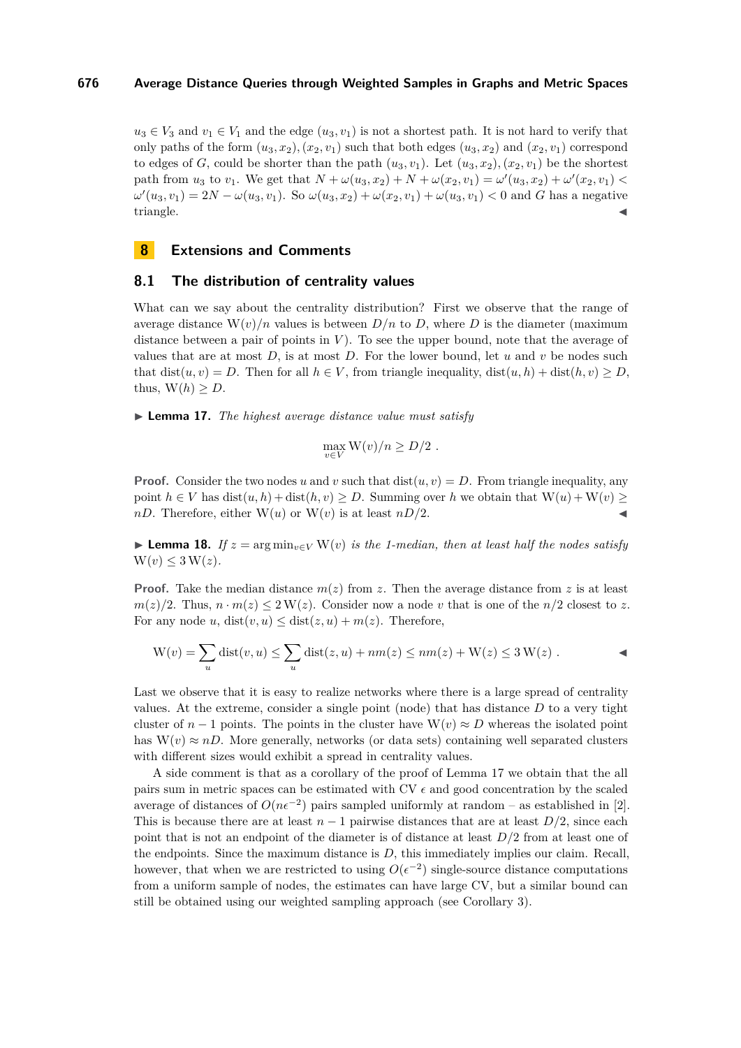$u_3 \in V_3$ and $v_1 \in V_1$ and the edge $(u_3, v_1)$ is not a shortest path. It is not hard to verify that only paths of the form $(u_3, x_2), (x_2, v_1)$ such that both edges $(u_3, x_2)$ and $(x_2, v_1)$ correspond to edges of $G$, could be shorter than the path $(u_3, v_1)$. Let $(u_3, x_2), (x_2, v_1)$ be the shortest path from $u_3$ to $v_1$. We get that $N + \omega(u_3, x_2) + N + \omega(x_2, v_1) = \omega'(u_3, x_2) + \omega'(x_2, v_1) < \omega'(u_3, v_1) = 2N - \omega(u_3, v_1)$. So $\omega(u_3, x_2) + \omega(x_2, v_1) + \omega(u_3, v_1) < 0$ and $G$ has a negative triangle. ◀

# 8 Extensions and Comments

## 8.1 The distribution of centrality values

What can we say about the centrality distribution? First we observe that the range of average distance $\mathrm{W}(v)/n$ values is between $D/n$ to $D$, where $D$ is the diameter (maximum distance between a pair of points in $V$). To see the upper bound, note that the average of values that are at most $D$, is at most $D$. For the lower bound, let $u$ and $v$ be nodes such that $\mathrm{dist}(u, v) = D$. Then for all $h \in V$, from triangle inequality, $\mathrm{dist}(u, h) + \mathrm{dist}(h, v) \geq D$, thus, $\mathrm{W}(h) \geq D$.

▶ **Lemma 17.** *The highest average distance value must satisfy*

$$\max_{v \in V} \mathrm{W}(v)/n \geq D/2 \ .$$

**Proof.** Consider the two nodes $u$ and $v$ such that $\mathrm{dist}(u, v) = D$. From triangle inequality, any point $h \in V$ has $\mathrm{dist}(u, h) + \mathrm{dist}(h, v) \geq D$. Summing over $h$ we obtain that $\mathrm{W}(u) + \mathrm{W}(v) \geq nD$. Therefore, either $\mathrm{W}(u)$ or $\mathrm{W}(v)$ is at least $nD/2$. ◀

▶ **Lemma 18.** *If $z = \arg\min_{v \in V} \mathrm{W}(v)$ is the 1-median, then at least half the nodes satisfy $\mathrm{W}(v) \leq 3\,\mathrm{W}(z)$.*

**Proof.** Take the median distance $m(z)$ from $z$. Then the average distance from $z$ is at least $m(z)/2$. Thus, $n \cdot m(z) \leq 2\,\mathrm{W}(z)$. Consider now a node $v$ that is one of the $n/2$ closest to $z$. For any node $u$, $\mathrm{dist}(v, u) \leq \mathrm{dist}(z, u) + m(z)$. Therefore,

$$\mathrm{W}(v) = \sum_u \mathrm{dist}(v, u) \leq \sum_u \mathrm{dist}(z, u) + nm(z) \leq nm(z) + \mathrm{W}(z) \leq 3\,\mathrm{W}(z) \ . \qquad ◀$$

Last we observe that it is easy to realize networks where there is a large spread of centrality values. At the extreme, consider a single point (node) that has distance $D$ to a very tight cluster of $n-1$ points. The points in the cluster have $\mathrm{W}(v) \approx D$ whereas the isolated point has $\mathrm{W}(v) \approx nD$. More generally, networks (or data sets) containing well separated clusters with different sizes would exhibit a spread in centrality values.

A side comment is that as a corollary of the proof of Lemma 17 we obtain that the all pairs sum in metric spaces can be estimated with CV $\epsilon$ and good concentration by the scaled average of distances of $O(n\epsilon^{-2})$ pairs sampled uniformly at random – as established in [2]. This is because there are at least $n-1$ pairwise distances that are at least $D/2$, since each point that is not an endpoint of the diameter is of distance at least $D/2$ from at least one of the endpoints. Since the maximum distance is $D$, this immediately implies our claim. Recall, however, that when we are restricted to using $O(\epsilon^{-2})$ single-source distance computations from a uniform sample of nodes, the estimates can have large CV, but a similar bound can still be obtained using our weighted sampling approach (see Corollary 3).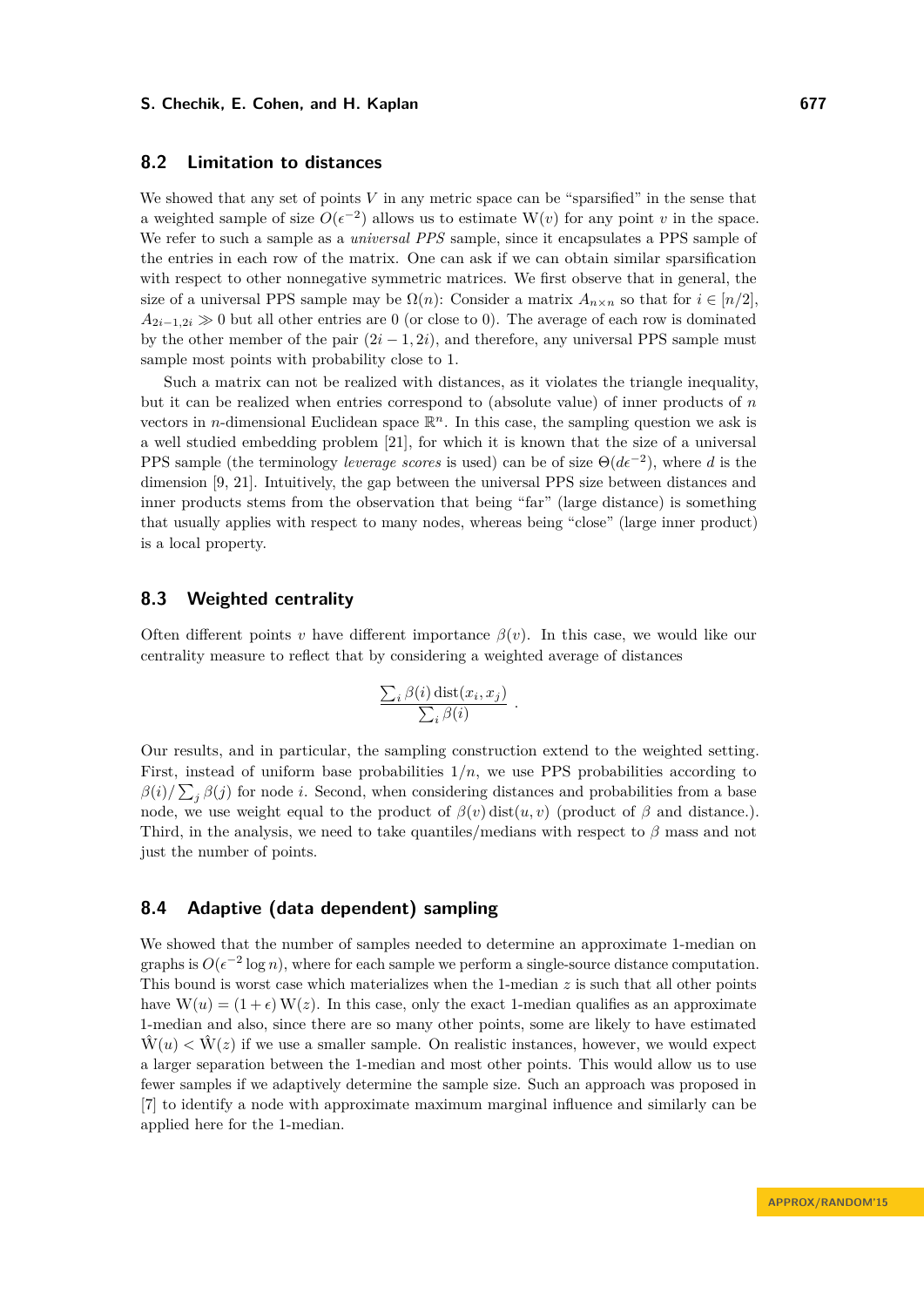### 8.2 Limitation to distances

We showed that any set of points $V$ in any metric space can be "sparsified" in the sense that a weighted sample of size $O(\epsilon^{-2})$ allows us to estimate $\mathrm{W}(v)$ for any point $v$ in the space. We refer to such a sample as a *universal PPS* sample, since it encapsulates a PPS sample of the entries in each row of the matrix. One can ask if we can obtain similar sparsification with respect to other nonnegative symmetric matrices. We first observe that in general, the size of a universal PPS sample may be $\Omega(n)$: Consider a matrix $A_{n\times n}$ so that for $i \in [n/2]$, $A_{2i-1,2i} \gg 0$ but all other entries are 0 (or close to 0). The average of each row is dominated by the other member of the pair $(2i-1, 2i)$, and therefore, any universal PPS sample must sample most points with probability close to 1.

Such a matrix can not be realized with distances, as it violates the triangle inequality, but it can be realized when entries correspond to (absolute value) of inner products of $n$ vectors in $n$-dimensional Euclidean space $\mathbb{R}^n$. In this case, the sampling question we ask is a well studied embedding problem [21], for which it is known that the size of a universal PPS sample (the terminology *leverage scores* is used) can be of size $\Theta(d\epsilon^{-2})$, where $d$ is the dimension [9, 21]. Intuitively, the gap between the universal PPS size between distances and inner products stems from the observation that being "far" (large distance) is something that usually applies with respect to many nodes, whereas being "close" (large inner product) is a local property.

### 8.3 Weighted centrality

Often different points $v$ have different importance $\beta(v)$. In this case, we would like our centrality measure to reflect that by considering a weighted average of distances

$$\frac{\sum_i \beta(i)\,\mathrm{dist}(x_i, x_j)}{\sum_i \beta(i)} .$$

Our results, and in particular, the sampling construction extend to the weighted setting. First, instead of uniform base probabilities $1/n$, we use PPS probabilities according to $\beta(i)/\sum_j \beta(j)$ for node $i$. Second, when considering distances and probabilities from a base node, we use weight equal to the product of $\beta(v)\,\mathrm{dist}(u, v)$ (product of $\beta$ and distance.). Third, in the analysis, we need to take quantiles/medians with respect to $\beta$ mass and not just the number of points.

### 8.4 Adaptive (data dependent) sampling

We showed that the number of samples needed to determine an approximate 1-median on graphs is $O(\epsilon^{-2}\log n)$, where for each sample we perform a single-source distance computation. This bound is worst case which materializes when the 1-median $z$ is such that all other points have $\mathrm{W}(u) = (1+\epsilon)\,\mathrm{W}(z)$. In this case, only the exact 1-median qualifies as an approximate 1-median and also, since there are so many other points, some are likely to have estimated $\hat{\mathrm{W}}(u) < \hat{\mathrm{W}}(z)$ if we use a smaller sample. On realistic instances, however, we would expect a larger separation between the 1-median and most other points. This would allow us to use fewer samples if we adaptively determine the sample size. Such an approach was proposed in [7] to identify a node with approximate maximum marginal influence and similarly can be applied here for the 1-median.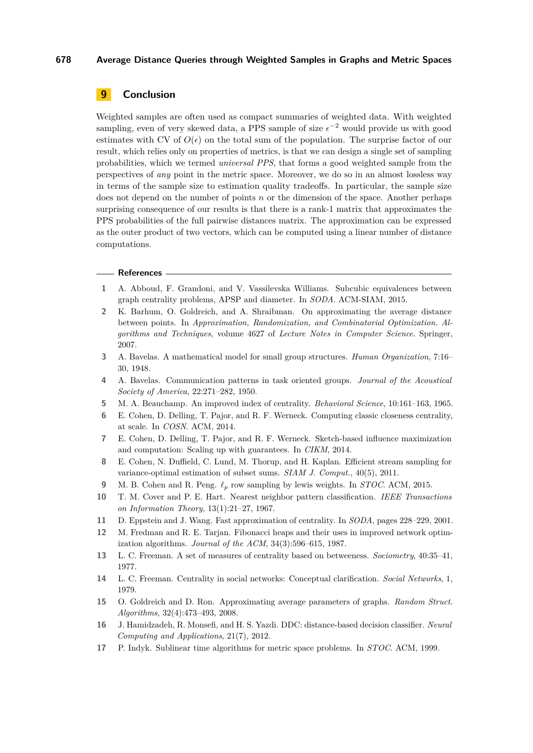## 9 Conclusion

Weighted samples are often used as compact summaries of weighted data. With weighted sampling, even of very skewed data, a PPS sample of size $\epsilon^{-2}$ would provide us with good estimates with CV of $O(\epsilon)$ on the total sum of the population. The surprise factor of our result, which relies only on properties of metrics, is that we can design a single set of sampling probabilities, which we termed *universal PPS*, that forms a good weighted sample from the perspectives of *any* point in the metric space. Moreover, we do so in an almost lossless way in terms of the sample size to estimation quality tradeoffs. In particular, the sample size does not depend on the number of points $n$ or the dimension of the space. Another perhaps surprising consequence of our results is that there is a rank-1 matrix that approximates the PPS probabilities of the full pairwise distances matrix. The approximation can be expressed as the outer product of two vectors, which can be computed using a linear number of distance computations.

### References

1. A. Abboud, F. Grandoni, and V. Vassilevska Williams. Subcubic equivalences between graph centrality problems, APSP and diameter. In *SODA*. ACM-SIAM, 2015.
2. K. Barhum, O. Goldreich, and A. Shraibman. On approximating the average distance between points. In *Approximation, Randomization, and Combinatorial Optimization. Algorithms and Techniques*, volume 4627 of *Lecture Notes in Computer Science*. Springer, 2007.
3. A. Bavelas. A mathematical model for small group structures. *Human Organization*, 7:16–30, 1948.
4. A. Bavelas. Communication patterns in task oriented groups. *Journal of the Acoustical Society of America*, 22:271–282, 1950.
5. M. A. Beauchamp. An improved index of centrality. *Behavioral Science*, 10:161–163, 1965.
6. E. Cohen, D. Delling, T. Pajor, and R. F. Werneck. Computing classic closeness centrality, at scale. In *COSN*. ACM, 2014.
7. E. Cohen, D. Delling, T. Pajor, and R. F. Werneck. Sketch-based influence maximization and computation: Scaling up with guarantees. In *CIKM*, 2014.
8. E. Cohen, N. Duffield, C. Lund, M. Thorup, and H. Kaplan. Efficient stream sampling for variance-optimal estimation of subset sums. *SIAM J. Comput.*, 40(5), 2011.
9. M. B. Cohen and R. Peng. $\ell_p$ row sampling by lewis weights. In *STOC*. ACM, 2015.
10. T. M. Cover and P. E. Hart. Nearest neighbor pattern classification. *IEEE Transactions on Information Theory*, 13(1):21–27, 1967.
11. D. Eppstein and J. Wang. Fast approximation of centrality. In *SODA*, pages 228–229, 2001.
12. M. Fredman and R. E. Tarjan. Fibonacci heaps and their uses in improved network optimization algorithms. *Journal of the ACM*, 34(3):596–615, 1987.
13. L. C. Freeman. A set of measures of centrality based on betweeness. *Sociometry*, 40:35–41, 1977.
14. L. C. Freeman. Centrality in social networks: Conceptual clarification. *Social Networks*, 1, 1979.
15. O. Goldreich and D. Ron. Approximating average parameters of graphs. *Random Struct. Algorithms*, 32(4):473–493, 2008.
16. J. Hamidzadeh, R. Monsefi, and H. S. Yazdi. DDC: distance-based decision classifier. *Neural Computing and Applications*, 21(7), 2012.
17. P. Indyk. Sublinear time algorithms for metric space problems. In *STOC*. ACM, 1999.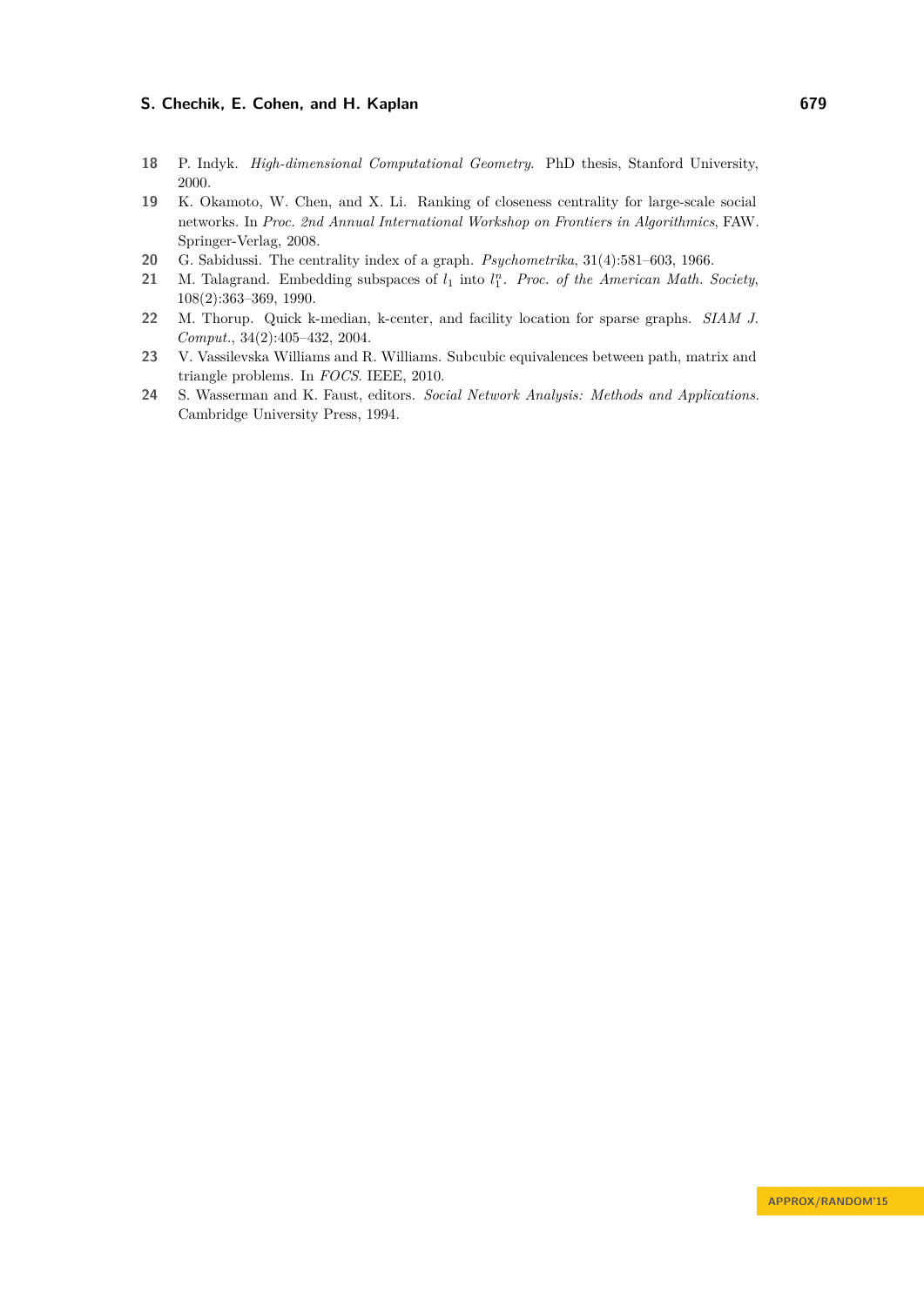18 P. Indyk. *High-dimensional Computational Geometry*. PhD thesis, Stanford University, 2000.

19 K. Okamoto, W. Chen, and X. Li. Ranking of closeness centrality for large-scale social networks. In *Proc. 2nd Annual International Workshop on Frontiers in Algorithmics*, FAW. Springer-Verlag, 2008.

20 G. Sabidussi. The centrality index of a graph. *Psychometrika*, 31(4):581–603, 1966.

21 M. Talagrand. Embedding subspaces of $l_1$ into $l_1^n$. *Proc. of the American Math. Society*, 108(2):363–369, 1990.

22 M. Thorup. Quick k-median, k-center, and facility location for sparse graphs. *SIAM J. Comput.*, 34(2):405–432, 2004.

23 V. Vassilevska Williams and R. Williams. Subcubic equivalences between path, matrix and triangle problems. In *FOCS*. IEEE, 2010.

24 S. Wasserman and K. Faust, editors. *Social Network Analysis: Methods and Applications*. Cambridge University Press, 1994.